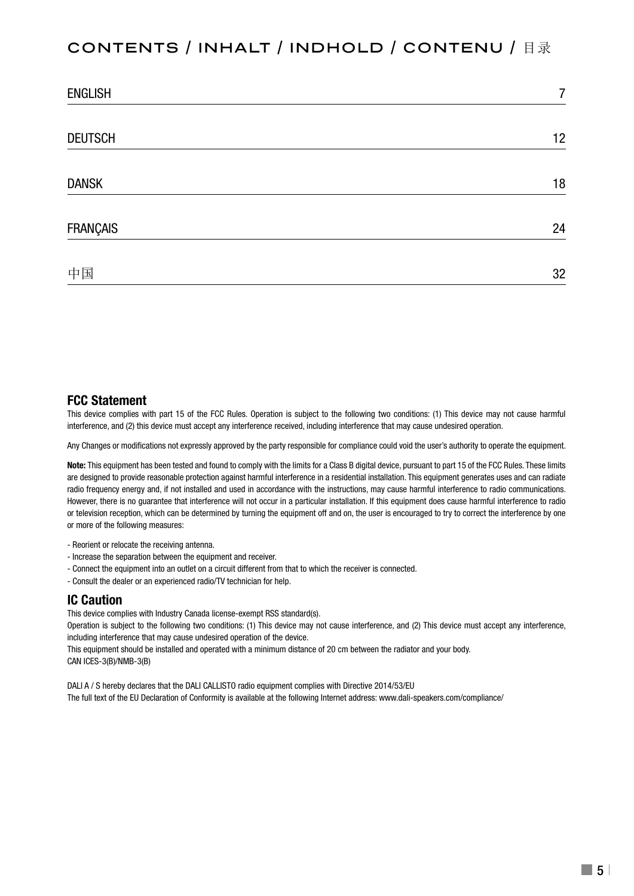# CONTENTS / INHALT / INDHOLD / CONTENU / 目录

| | |
|---|---|
| ENGLISH | 7 |
| DEUTSCH | 12 |
| DANSK | 18 |
| FRANÇAIS | 24 |
| 中国 | 32 |

## FCC Statement

This device complies with part 15 of the FCC Rules. Operation is subject to the following two conditions: (1) This device may not cause harmful interference, and (2) this device must accept any interference received, including interference that may cause undesired operation.

Any Changes or modifications not expressly approved by the party responsible for compliance could void the user's authority to operate the equipment.

**Note:** This equipment has been tested and found to comply with the limits for a Class B digital device, pursuant to part 15 of the FCC Rules. These limits are designed to provide reasonable protection against harmful interference in a residential installation. This equipment generates uses and can radiate radio frequency energy and, if not installed and used in accordance with the instructions, may cause harmful interference to radio communications. However, there is no guarantee that interference will not occur in a particular installation. If this equipment does cause harmful interference to radio or television reception, which can be determined by turning the equipment off and on, the user is encouraged to try to correct the interference by one or more of the following measures:

- Reorient or relocate the receiving antenna.
- Increase the separation between the equipment and receiver.
- Connect the equipment into an outlet on a circuit different from that to which the receiver is connected.
- Consult the dealer or an experienced radio/TV technician for help.

## IC Caution

This device complies with Industry Canada license-exempt RSS standard(s).
Operation is subject to the following two conditions: (1) This device may not cause interference, and (2) This device must accept any interference, including interference that may cause undesired operation of the device.
This equipment should be installed and operated with a minimum distance of 20 cm between the radiator and your body.
CAN ICES-3(B)/NMB-3(B)

DALI A / S hereby declares that the DALI CALLISTO radio equipment complies with Directive 2014/53/EU
The full text of the EU Declaration of Conformity is available at the following Internet address: www.dali-speakers.com/compliance/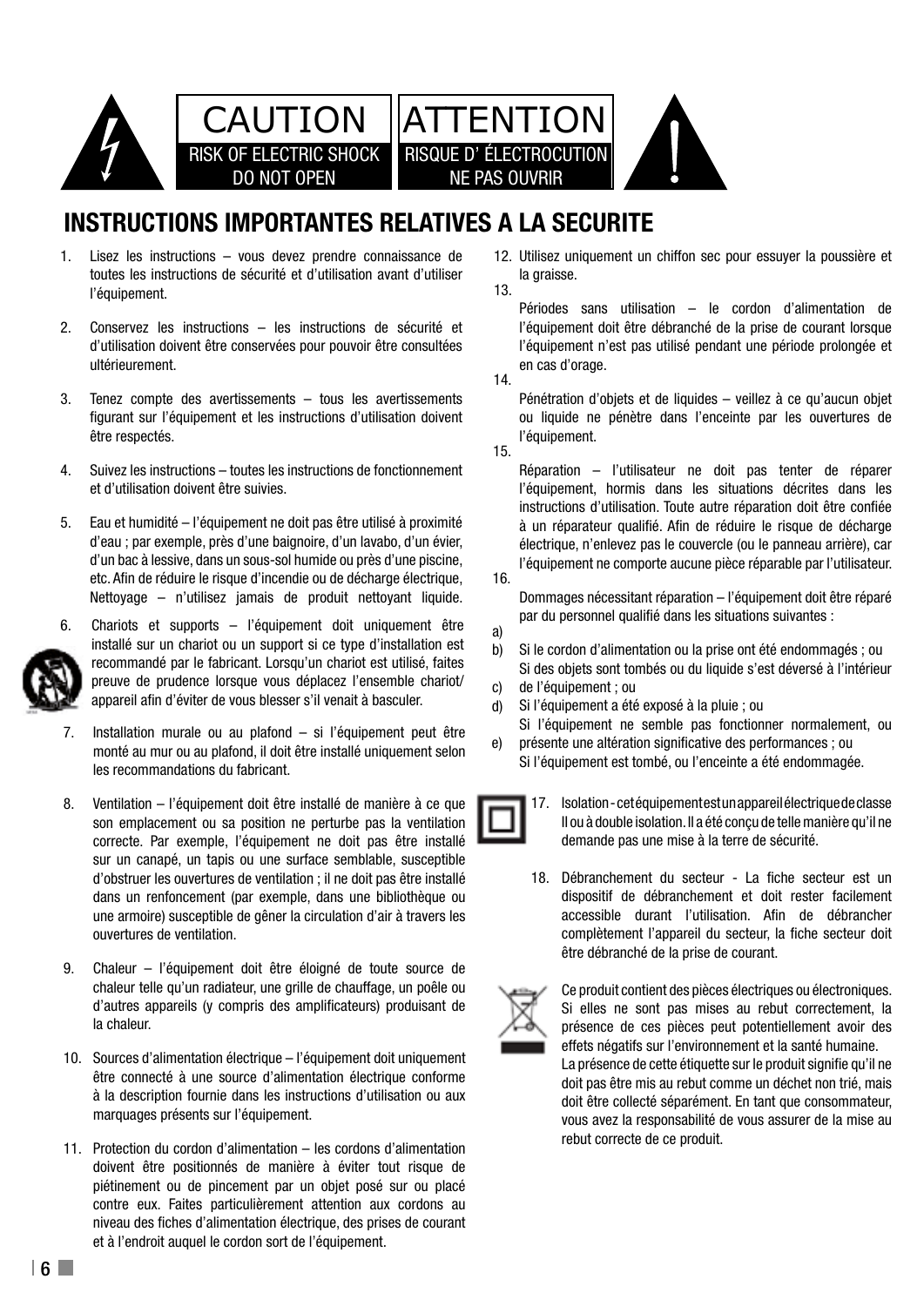CAUTION
RISK OF ELECTRIC SHOCK
DO NOT OPEN

ATTENTION
RISQUE D' ÉLECTROCUTION
NE PAS OUVRIR

## INSTRUCTIONS IMPORTANTES RELATIVES A LA SECURITE

1. Lisez les instructions – vous devez prendre connaissance de toutes les instructions de sécurité et d'utilisation avant d'utiliser l'équipement.

2. Conservez les instructions – les instructions de sécurité et d'utilisation doivent être conservées pour pouvoir être consultées ultérieurement.

3. Tenez compte des avertissements – tous les avertissements figurant sur l'équipement et les instructions d'utilisation doivent être respectés.

4. Suivez les instructions – toutes les instructions de fonctionnement et d'utilisation doivent être suivies.

5. Eau et humidité – l'équipement ne doit pas être utilisé à proximité d'eau ; par exemple, près d'une baignoire, d'un lavabo, d'un évier, d'un bac à lessive, dans un sous-sol humide ou près d'une piscine, etc. Afin de réduire le risque d'incendie ou de décharge électrique, Nettoyage – n'utilisez jamais de produit nettoyant liquide.

6. Chariots et supports – l'équipement doit uniquement être installé sur un chariot ou un support si ce type d'installation est recommandé par le fabricant. Lorsqu'un chariot est utilisé, faites preuve de prudence lorsque vous déplacez l'ensemble chariot/appareil afin d'éviter de vous blesser s'il venait à basculer.

7. Installation murale ou au plafond – si l'équipement peut être monté au mur ou au plafond, il doit être installé uniquement selon les recommandations du fabricant.

8. Ventilation – l'équipement doit être installé de manière à ce que son emplacement ou sa position ne perturbe pas la ventilation correcte. Par exemple, l'équipement ne doit pas être installé sur un canapé, un tapis ou une surface semblable, susceptible d'obstruer les ouvertures de ventilation ; il ne doit pas être installé dans un renfoncement (par exemple, dans une bibliothèque ou une armoire) susceptible de gêner la circulation d'air à travers les ouvertures de ventilation.

9. Chaleur – l'équipement doit être éloigné de toute source de chaleur telle qu'un radiateur, une grille de chauffage, un poêle ou d'autres appareils (y compris des amplificateurs) produisant de la chaleur.

10. Sources d'alimentation électrique – l'équipement doit uniquement être connecté à une source d'alimentation électrique conforme à la description fournie dans les instructions d'utilisation ou aux marquages présents sur l'équipement.

11. Protection du cordon d'alimentation – les cordons d'alimentation doivent être positionnés de manière à éviter tout risque de piétinement ou de pincement par un objet posé sur ou placé contre eux. Faites particulièrement attention aux cordons au niveau des fiches d'alimentation électrique, des prises de courant et à l'endroit auquel le cordon sort de l'équipement.

12. Utilisez uniquement un chiffon sec pour essuyer la poussière et la graisse.

13. Périodes sans utilisation – le cordon d'alimentation de l'équipement doit être débranché de la prise de courant lorsque l'équipement n'est pas utilisé pendant une période prolongée et en cas d'orage.

14. Pénétration d'objets et de liquides – veillez à ce qu'aucun objet ou liquide ne pénètre dans l'enceinte par les ouvertures de l'équipement.

15. Réparation – l'utilisateur ne doit pas tenter de réparer l'équipement, hormis dans les situations décrites dans les instructions d'utilisation. Toute autre réparation doit être confiée à un réparateur qualifié. Afin de réduire le risque de décharge électrique, n'enlevez pas le couvercle (ou le panneau arrière), car l'équipement ne comporte aucune pièce réparable par l'utilisateur.

16. Dommages nécessitant réparation – l'équipement doit être réparé par du personnel qualifié dans les situations suivantes :
    a) Si le cordon d'alimentation ou la prise ont été endommagés ; ou
    b) Si des objets sont tombés ou du liquide s'est déversé à l'intérieur de l'équipement ; ou
    c) Si l'équipement a été exposé à la pluie ; ou
    d) Si l'équipement ne semble pas fonctionner normalement, ou présente une altération significative des performances ; ou
    e) Si l'équipement est tombé, ou l'enceinte a été endommagée.

17. Isolation - cet équipement est un appareil électrique de classe II ou à double isolation. Il a été conçu de telle manière qu'il ne demande pas une mise à la terre de sécurité.

18. Débranchement du secteur - La fiche secteur est un dispositif de débranchement et doit rester facilement accessible durant l'utilisation. Afin de débrancher complètement l'appareil du secteur, la fiche secteur doit être débranché de la prise de courant.

Ce produit contient des pièces électriques ou électroniques. Si elles ne sont pas mises au rebut correctement, la présence de ces pièces peut potentiellement avoir des effets négatifs sur l'environnement et la santé humaine. La présence de cette étiquette sur le produit signifie qu'il ne doit pas être mis au rebut comme un déchet non trié, mais doit être collecté séparément. En tant que consommateur, vous avez la responsabilité de vous assurer de la mise au rebut correcte de ce produit.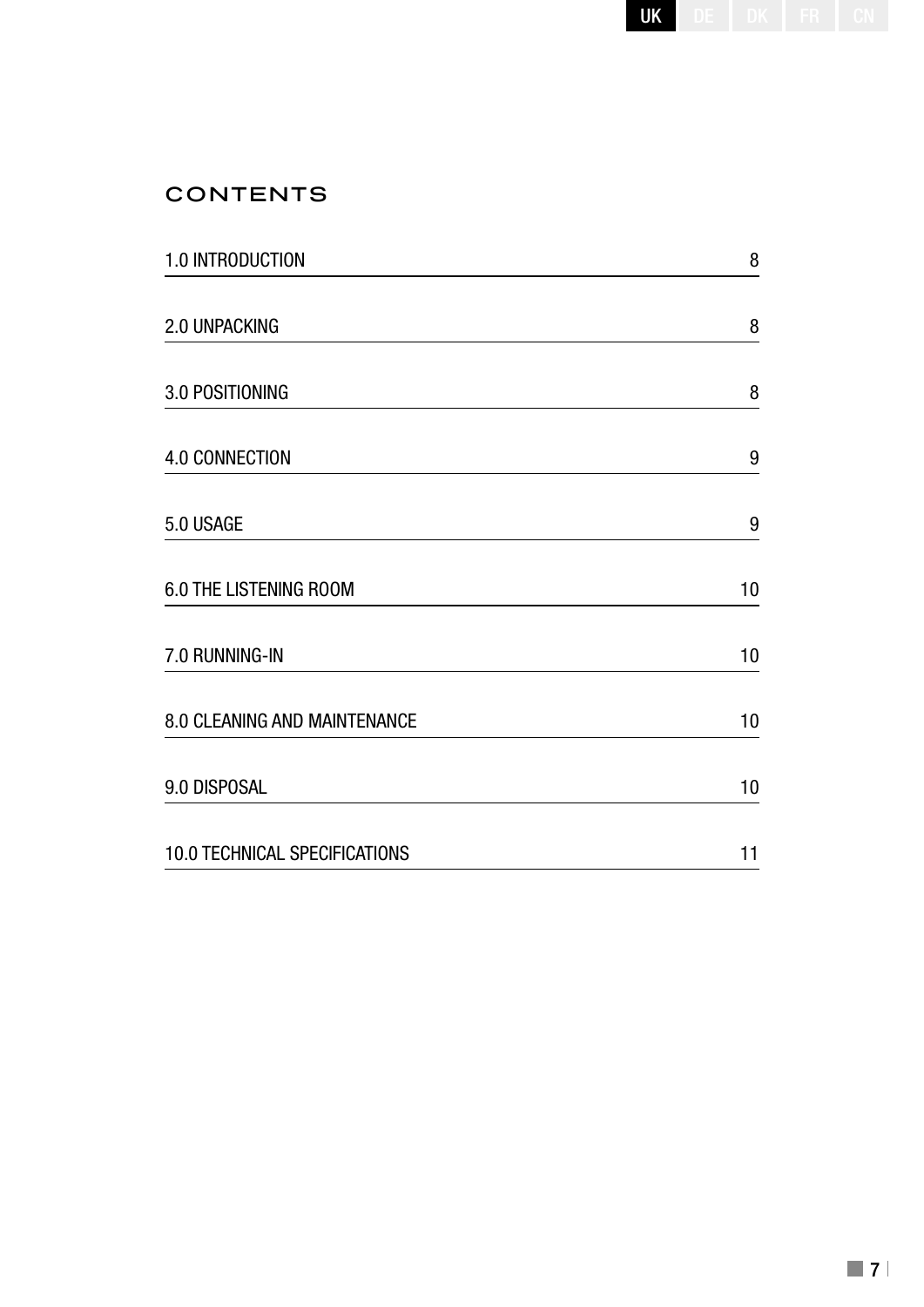# CONTENTS

| | |
|---|---|
| 1.0 INTRODUCTION | 8 |
| 2.0 UNPACKING | 8 |
| 3.0 POSITIONING | 8 |
| 4.0 CONNECTION | 9 |
| 5.0 USAGE | 9 |
| 6.0 THE LISTENING ROOM | 10 |
| 7.0 RUNNING-IN | 10 |
| 8.0 CLEANING AND MAINTENANCE | 10 |
| 9.0 DISPOSAL | 10 |
| 10.0 TECHNICAL SPECIFICATIONS | 11 |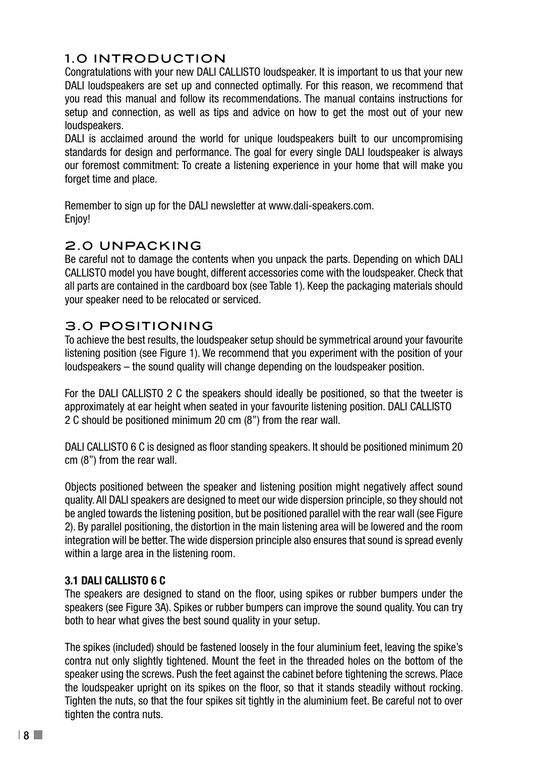# 1.0 INTRODUCTION

Congratulations with your new DALI CALLISTO loudspeaker. It is important to us that your new DALI loudspeakers are set up and connected optimally. For this reason, we recommend that you read this manual and follow its recommendations. The manual contains instructions for setup and connection, as well as tips and advice on how to get the most out of your new loudspeakers.

DALI is acclaimed around the world for unique loudspeakers built to our uncompromising standards for design and performance. The goal for every single DALI loudspeaker is always our foremost commitment: To create a listening experience in your home that will make you forget time and place.

Remember to sign up for the DALI newsletter at www.dali-speakers.com.
Enjoy!

# 2.0 UNPACKING

Be careful not to damage the contents when you unpack the parts. Depending on which DALI CALLISTO model you have bought, different accessories come with the loudspeaker. Check that all parts are contained in the cardboard box (see Table 1). Keep the packaging materials should your speaker need to be relocated or serviced.

# 3.0 POSITIONING

To achieve the best results, the loudspeaker setup should be symmetrical around your favourite listening position (see Figure 1). We recommend that you experiment with the position of your loudspeakers – the sound quality will change depending on the loudspeaker position.

For the DALI CALLISTO 2 C the speakers should ideally be positioned, so that the tweeter is approximately at ear height when seated in your favourite listening position. DALI CALLISTO 2 C should be positioned minimum 20 cm (8") from the rear wall.

DALI CALLISTO 6 C is designed as floor standing speakers. It should be positioned minimum 20 cm (8") from the rear wall.

Objects positioned between the speaker and listening position might negatively affect sound quality. All DALI speakers are designed to meet our wide dispersion principle, so they should not be angled towards the listening position, but be positioned parallel with the rear wall (see Figure 2). By parallel positioning, the distortion in the main listening area will be lowered and the room integration will be better. The wide dispersion principle also ensures that sound is spread evenly within a large area in the listening room.

### 3.1 DALI CALLISTO 6 C

The speakers are designed to stand on the floor, using spikes or rubber bumpers under the speakers (see Figure 3A). Spikes or rubber bumpers can improve the sound quality. You can try both to hear what gives the best sound quality in your setup.

The spikes (included) should be fastened loosely in the four aluminium feet, leaving the spike's contra nut only slightly tightened. Mount the feet in the threaded holes on the bottom of the speaker using the screws. Push the feet against the cabinet before tightening the screws. Place the loudspeaker upright on its spikes on the floor, so that it stands steadily without rocking. Tighten the nuts, so that the four spikes sit tightly in the aluminium feet. Be careful not to over tighten the contra nuts.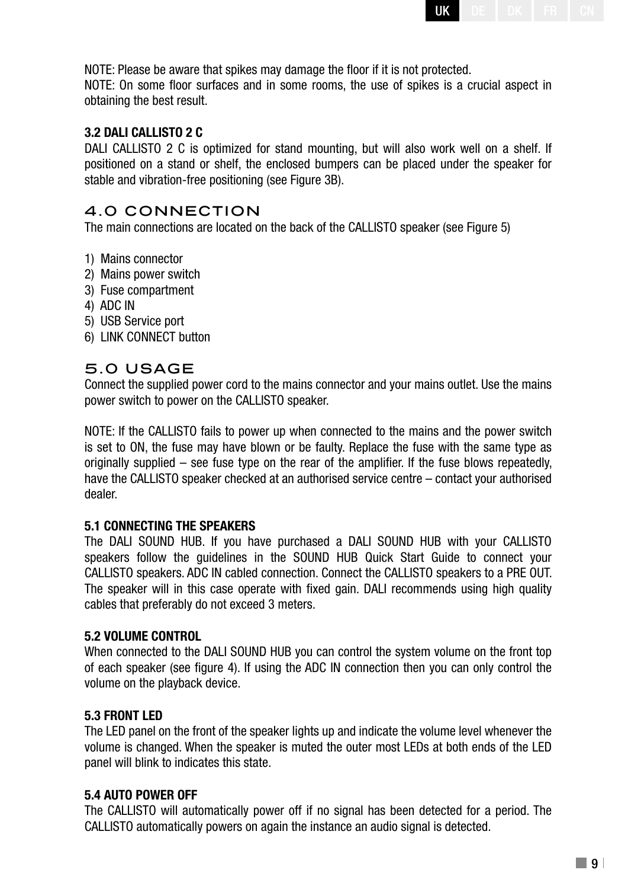NOTE: Please be aware that spikes may damage the floor if it is not protected.
NOTE: On some floor surfaces and in some rooms, the use of spikes is a crucial aspect in obtaining the best result.

### 3.2 DALI CALLISTO 2 C

DALI CALLISTO 2 C is optimized for stand mounting, but will also work well on a shelf. If positioned on a stand or shelf, the enclosed bumpers can be placed under the speaker for stable and vibration-free positioning (see Figure 3B).

## 4.0 CONNECTION

The main connections are located on the back of the CALLISTO speaker (see Figure 5)

1) Mains connector
2) Mains power switch
3) Fuse compartment
4) ADC IN
5) USB Service port
6) LINK CONNECT button

## 5.0 USAGE

Connect the supplied power cord to the mains connector and your mains outlet. Use the mains power switch to power on the CALLISTO speaker.

NOTE: If the CALLISTO fails to power up when connected to the mains and the power switch is set to ON, the fuse may have blown or be faulty. Replace the fuse with the same type as originally supplied – see fuse type on the rear of the amplifier. If the fuse blows repeatedly, have the CALLISTO speaker checked at an authorised service centre – contact your authorised dealer.

### 5.1 CONNECTING THE SPEAKERS

The DALI SOUND HUB. If you have purchased a DALI SOUND HUB with your CALLISTO speakers follow the guidelines in the SOUND HUB Quick Start Guide to connect your CALLISTO speakers. ADC IN cabled connection. Connect the CALLISTO speakers to a PRE OUT. The speaker will in this case operate with fixed gain. DALI recommends using high quality cables that preferably do not exceed 3 meters.

### 5.2 VOLUME CONTROL

When connected to the DALI SOUND HUB you can control the system volume on the front top of each speaker (see figure 4). If using the ADC IN connection then you can only control the volume on the playback device.

### 5.3 FRONT LED

The LED panel on the front of the speaker lights up and indicate the volume level whenever the volume is changed. When the speaker is muted the outer most LEDs at both ends of the LED panel will blink to indicates this state.

### 5.4 AUTO POWER OFF

The CALLISTO will automatically power off if no signal has been detected for a period. The CALLISTO automatically powers on again the instance an audio signal is detected.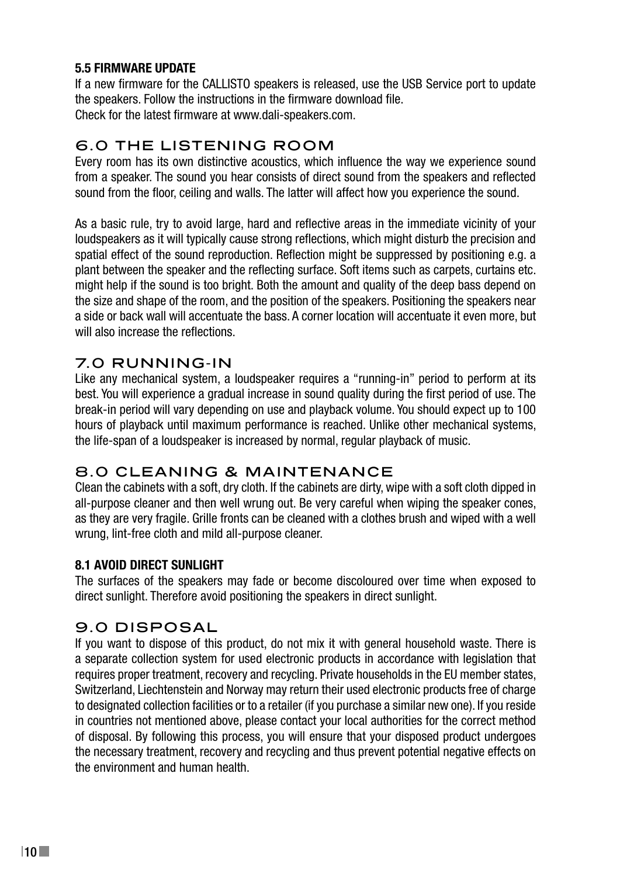### 5.5 FIRMWARE UPDATE

If a new firmware for the CALLISTO speakers is released, use the USB Service port to update the speakers. Follow the instructions in the firmware download file.
Check for the latest firmware at www.dali-speakers.com.

## 6.0 THE LISTENING ROOM

Every room has its own distinctive acoustics, which influence the way we experience sound from a speaker. The sound you hear consists of direct sound from the speakers and reflected sound from the floor, ceiling and walls. The latter will affect how you experience the sound.

As a basic rule, try to avoid large, hard and reflective areas in the immediate vicinity of your loudspeakers as it will typically cause strong reflections, which might disturb the precision and spatial effect of the sound reproduction. Reflection might be suppressed by positioning e.g. a plant between the speaker and the reflecting surface. Soft items such as carpets, curtains etc. might help if the sound is too bright. Both the amount and quality of the deep bass depend on the size and shape of the room, and the position of the speakers. Positioning the speakers near a side or back wall will accentuate the bass. A corner location will accentuate it even more, but will also increase the reflections.

## 7.0 RUNNING-IN

Like any mechanical system, a loudspeaker requires a “running-in” period to perform at its best. You will experience a gradual increase in sound quality during the first period of use. The break-in period will vary depending on use and playback volume. You should expect up to 100 hours of playback until maximum performance is reached. Unlike other mechanical systems, the life-span of a loudspeaker is increased by normal, regular playback of music.

## 8.0 CLEANING & MAINTENANCE

Clean the cabinets with a soft, dry cloth. If the cabinets are dirty, wipe with a soft cloth dipped in all-purpose cleaner and then well wrung out. Be very careful when wiping the speaker cones, as they are very fragile. Grille fronts can be cleaned with a clothes brush and wiped with a well wrung, lint-free cloth and mild all-purpose cleaner.

### 8.1 AVOID DIRECT SUNLIGHT

The surfaces of the speakers may fade or become discoloured over time when exposed to direct sunlight. Therefore avoid positioning the speakers in direct sunlight.

## 9.0 DISPOSAL

If you want to dispose of this product, do not mix it with general household waste. There is a separate collection system for used electronic products in accordance with legislation that requires proper treatment, recovery and recycling. Private households in the EU member states, Switzerland, Liechtenstein and Norway may return their used electronic products free of charge to designated collection facilities or to a retailer (if you purchase a similar new one). If you reside in countries not mentioned above, please contact your local authorities for the correct method of disposal. By following this process, you will ensure that your disposed product undergoes the necessary treatment, recovery and recycling and thus prevent potential negative effects on the environment and human health.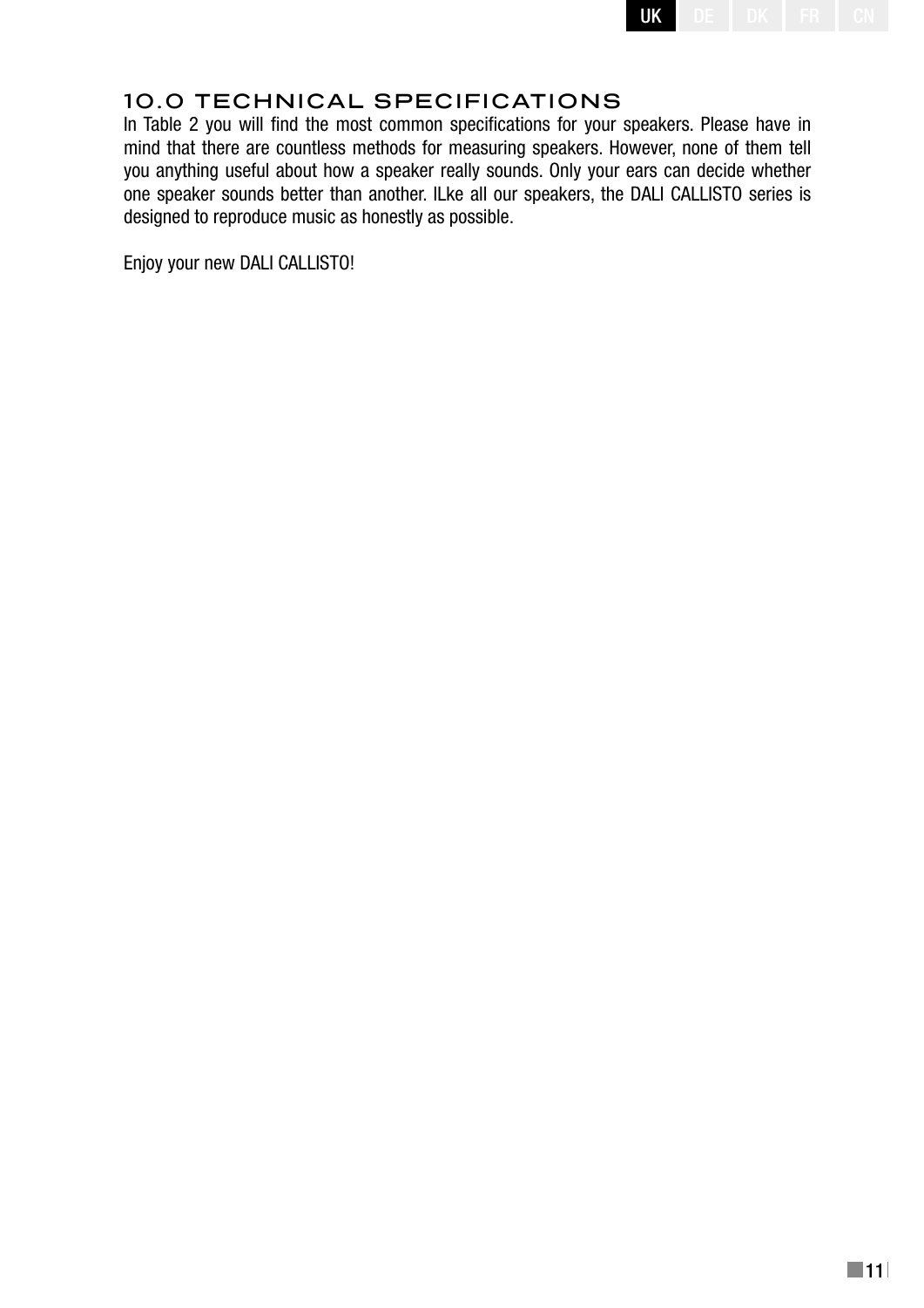## 10.0 TECHNICAL SPECIFICATIONS

In Table 2 you will find the most common specifications for your speakers. Please have in mind that there are countless methods for measuring speakers. However, none of them tell you anything useful about how a speaker really sounds. Only your ears can decide whether one speaker sounds better than another. lLke all our speakers, the DALI CALLISTO series is designed to reproduce music as honestly as possible.

Enjoy your new DALI CALLISTO!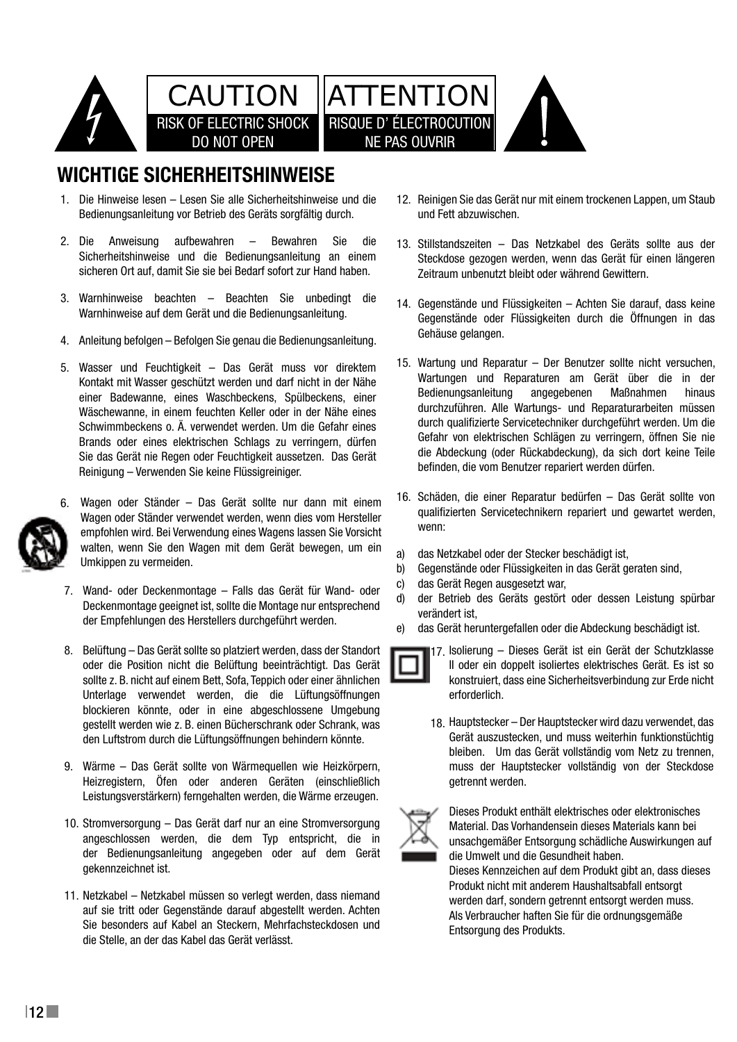CAUTION
RISK OF ELECTRIC SHOCK
DO NOT OPEN

ATTENTION
RISQUE D' ÉLECTROCUTION
NE PAS OUVRIR

## WICHTIGE SICHERHEITSHINWEISE

1. Die Hinweise lesen – Lesen Sie alle Sicherheitshinweise und die Bedienungsanleitung vor Betrieb des Geräts sorgfältig durch.

2. Die Anweisung aufbewahren – Bewahren Sie die Sicherheitshinweise und die Bedienungsanleitung an einem sicheren Ort auf, damit Sie sie bei Bedarf sofort zur Hand haben.

3. Warnhinweise beachten – Beachten Sie unbedingt die Warnhinweise auf dem Gerät und die Bedienungsanleitung.

4. Anleitung befolgen – Befolgen Sie genau die Bedienungsanleitung.

5. Wasser und Feuchtigkeit – Das Gerät muss vor direktem Kontakt mit Wasser geschützt werden und darf nicht in der Nähe einer Badewanne, eines Waschbeckens, Spülbeckens, einer Wäschewanne, in einem feuchten Keller oder in der Nähe eines Schwimmbeckens o. Ä. verwendet werden. Um die Gefahr eines Brands oder eines elektrischen Schlags zu verringern, dürfen Sie das Gerät nie Regen oder Feuchtigkeit aussetzen. Das Gerät Reinigung – Verwenden Sie keine Flüssigreiniger.

6. Wagen oder Ständer – Das Gerät sollte nur dann mit einem Wagen oder Ständer verwendet werden, wenn dies vom Hersteller empfohlen wird. Bei Verwendung eines Wagens lassen Sie Vorsicht walten, wenn Sie den Wagen mit dem Gerät bewegen, um ein Umkippen zu vermeiden.

7. Wand- oder Deckenmontage – Falls das Gerät für Wand- oder Deckenmontage geeignet ist, sollte die Montage nur entsprechend der Empfehlungen des Herstellers durchgeführt werden.

8. Belüftung – Das Gerät sollte so platziert werden, dass der Standort oder die Position nicht die Belüftung beeinträchtigt. Das Gerät sollte z. B. nicht auf einem Bett, Sofa, Teppich oder einer ähnlichen Unterlage verwendet werden, die die Lüftungsöffnungen blockieren könnte, oder in eine abgeschlossene Umgebung gestellt werden wie z. B. einen Bücherschrank oder Schrank, was den Luftstrom durch die Lüftungsöffnungen behindern könnte.

9. Wärme – Das Gerät sollte von Wärmequellen wie Heizkörpern, Heizregistern, Öfen oder anderen Geräten (einschließlich Leistungsverstärkern) ferngehalten werden, die Wärme erzeugen.

10. Stromversorgung – Das Gerät darf nur an eine Stromversorgung angeschlossen werden, die dem Typ entspricht, die in der Bedienungsanleitung angegeben oder auf dem Gerät gekennzeichnet ist.

11. Netzkabel – Netzkabel müssen so verlegt werden, dass niemand auf sie tritt oder Gegenstände darauf abgestellt werden. Achten Sie besonders auf Kabel an Steckern, Mehrfachsteckdosen und die Stelle, an der das Kabel das Gerät verlässt.

12. Reinigen Sie das Gerät nur mit einem trockenen Lappen, um Staub und Fett abzuwischen.

13. Stillstandszeiten – Das Netzkabel des Geräts sollte aus der Steckdose gezogen werden, wenn das Gerät für einen längeren Zeitraum unbenutzt bleibt oder während Gewittern.

14. Gegenstände und Flüssigkeiten – Achten Sie darauf, dass keine Gegenstände oder Flüssigkeiten durch die Öffnungen in das Gehäuse gelangen.

15. Wartung und Reparatur – Der Benutzer sollte nicht versuchen, Wartungen und Reparaturen am Gerät über die in der Bedienungsanleitung angegebenen Maßnahmen hinaus durchzuführen. Alle Wartungs- und Reparaturarbeiten müssen durch qualifizierte Servicetechniker durchgeführt werden. Um die Gefahr von elektrischen Schlägen zu verringern, öffnen Sie nie die Abdeckung (oder Rückabdeckung), da sich dort keine Teile befinden, die vom Benutzer repariert werden dürfen.

16. Schäden, die einer Reparatur bedürfen – Das Gerät sollte von qualifizierten Servicetechnikern repariert und gewartet werden, wenn:

a) das Netzkabel oder der Stecker beschädigt ist,
b) Gegenstände oder Flüssigkeiten in das Gerät geraten sind,
c) das Gerät Regen ausgesetzt war,
d) der Betrieb des Geräts gestört oder dessen Leistung spürbar verändert ist,
e) das Gerät heruntergefallen oder die Abdeckung beschädigt ist.

17. Isolierung – Dieses Gerät ist ein Gerät der Schutzklasse II oder ein doppelt isoliertes elektrisches Gerät. Es ist so konstruiert, dass eine Sicherheitsverbindung zur Erde nicht erforderlich.

18. Hauptstecker – Der Hauptstecker wird dazu verwendet, das Gerät auszustecken, und muss weiterhin funktionstüchtig bleiben. Um das Gerät vollständig vom Netz zu trennen, muss der Hauptstecker vollständig von der Steckdose getrennt werden.

Dieses Produkt enthält elektrisches oder elektronisches Material. Das Vorhandensein dieses Materials kann bei unsachgemäßer Entsorgung schädliche Auswirkungen auf die Umwelt und die Gesundheit haben.
Dieses Kennzeichen auf dem Produkt gibt an, dass dieses Produkt nicht mit anderem Haushaltsabfall entsorgt werden darf, sondern getrennt entsorgt werden muss.
Als Verbraucher haften Sie für die ordnungsgemäße Entsorgung des Produkts.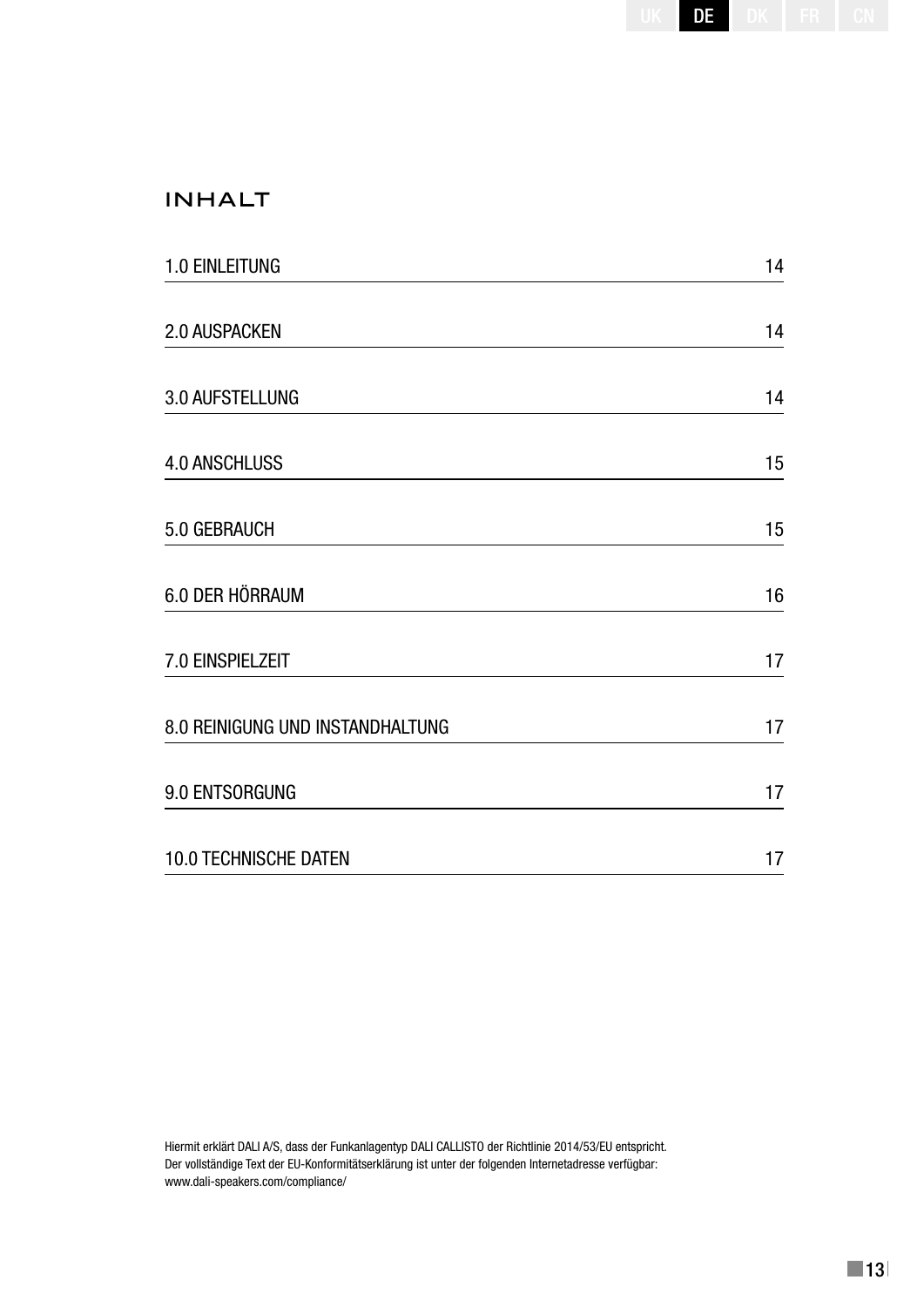## INHALT

| | |
|---|---|
| 1.0 EINLEITUNG | 14 |
| 2.0 AUSPACKEN | 14 |
| 3.0 AUFSTELLUNG | 14 |
| 4.0 ANSCHLUSS | 15 |
| 5.0 GEBRAUCH | 15 |
| 6.0 DER HÖRRAUM | 16 |
| 7.0 EINSPIELZEIT | 17 |
| 8.0 REINIGUNG UND INSTANDHALTUNG | 17 |
| 9.0 ENTSORGUNG | 17 |
| 10.0 TECHNISCHE DATEN | 17 |

Hiermit erklärt DALI A/S, dass der Funkanlagentyp DALI CALLISTO der Richtlinie 2014/53/EU entspricht.
Der vollständige Text der EU-Konformitätserklärung ist unter der folgenden Internetadresse verfügbar:
www.dali-speakers.com/compliance/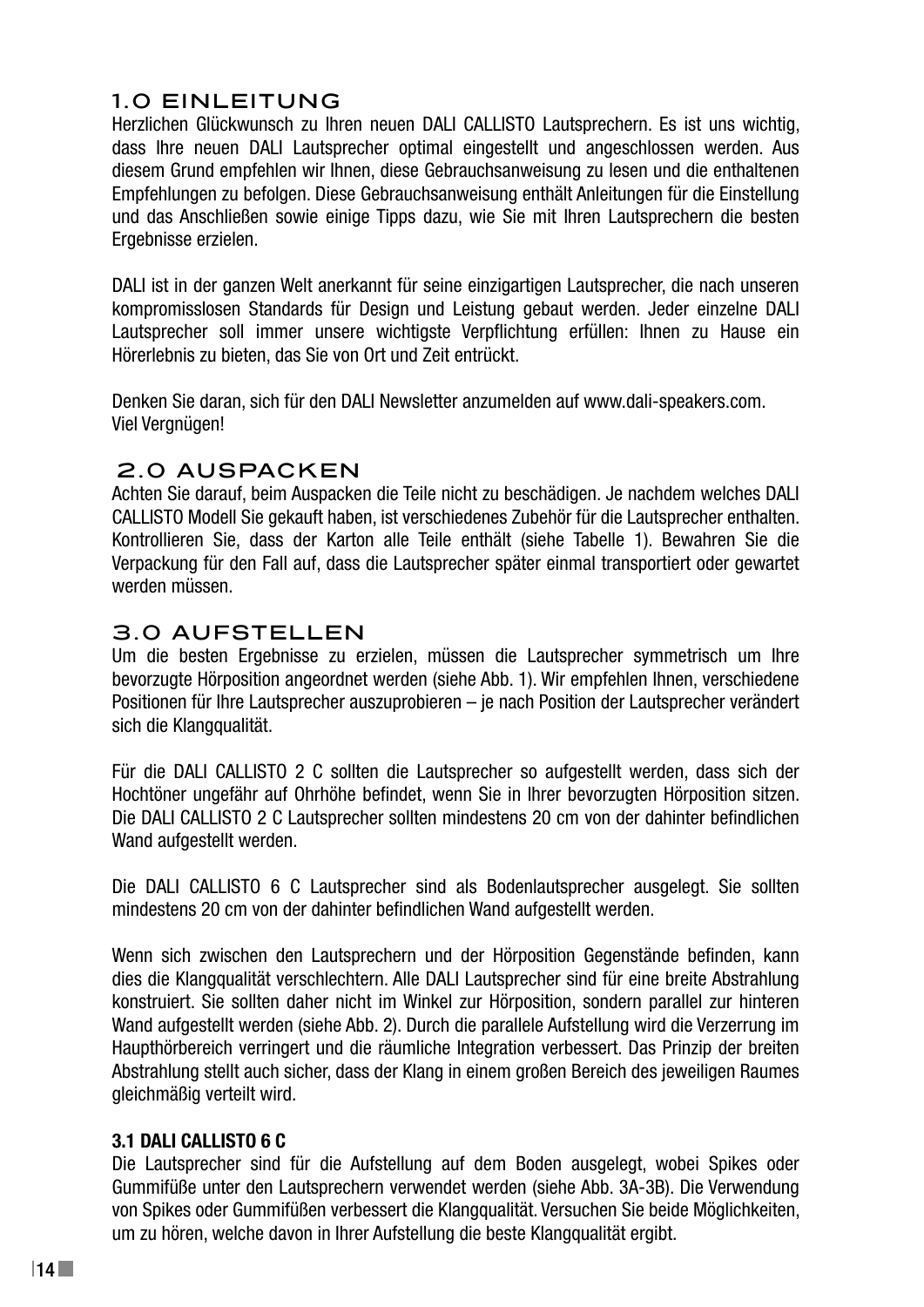## 1.0 EINLEITUNG

Herzlichen Glückwunsch zu Ihren neuen DALI CALLISTO Lautsprechern. Es ist uns wichtig, dass Ihre neuen DALI Lautsprecher optimal eingestellt und angeschlossen werden. Aus diesem Grund empfehlen wir Ihnen, diese Gebrauchsanweisung zu lesen und die enthaltenen Empfehlungen zu befolgen. Diese Gebrauchsanweisung enthält Anleitungen für die Einstellung und das Anschließen sowie einige Tipps dazu, wie Sie mit Ihren Lautsprechern die besten Ergebnisse erzielen.

DALI ist in der ganzen Welt anerkannt für seine einzigartigen Lautsprecher, die nach unseren kompromisslosen Standards für Design und Leistung gebaut werden. Jeder einzelne DALI Lautsprecher soll immer unsere wichtigste Verpflichtung erfüllen: Ihnen zu Hause ein Hörerlebnis zu bieten, das Sie von Ort und Zeit entrückt.

Denken Sie daran, sich für den DALI Newsletter anzumelden auf www.dali-speakers.com.
Viel Vergnügen!

## 2.0 AUSPACKEN

Achten Sie darauf, beim Auspacken die Teile nicht zu beschädigen. Je nachdem welches DALI CALLISTO Modell Sie gekauft haben, ist verschiedenes Zubehör für die Lautsprecher enthalten. Kontrollieren Sie, dass der Karton alle Teile enthält (siehe Tabelle 1). Bewahren Sie die Verpackung für den Fall auf, dass die Lautsprecher später einmal transportiert oder gewartet werden müssen.

## 3.0 AUFSTELLEN

Um die besten Ergebnisse zu erzielen, müssen die Lautsprecher symmetrisch um Ihre bevorzugte Hörposition angeordnet werden (siehe Abb. 1). Wir empfehlen Ihnen, verschiedene Positionen für Ihre Lautsprecher auszuprobieren – je nach Position der Lautsprecher verändert sich die Klangqualität.

Für die DALI CALLISTO 2 C sollten die Lautsprecher so aufgestellt werden, dass sich der Hochtöner ungefähr auf Ohrhöhe befindet, wenn Sie in Ihrer bevorzugten Hörposition sitzen. Die DALI CALLISTO 2 C Lautsprecher sollten mindestens 20 cm von der dahinter befindlichen Wand aufgestellt werden.

Die DALI CALLISTO 6 C Lautsprecher sind als Bodenlautsprecher ausgelegt. Sie sollten mindestens 20 cm von der dahinter befindlichen Wand aufgestellt werden.

Wenn sich zwischen den Lautsprechern und der Hörposition Gegenstände befinden, kann dies die Klangqualität verschlechtern. Alle DALI Lautsprecher sind für eine breite Abstrahlung konstruiert. Sie sollten daher nicht im Winkel zur Hörposition, sondern parallel zur hinteren Wand aufgestellt werden (siehe Abb. 2). Durch die parallele Aufstellung wird die Verzerrung im Haupthörbereich verringert und die räumliche Integration verbessert. Das Prinzip der breiten Abstrahlung stellt auch sicher, dass der Klang in einem großen Bereich des jeweiligen Raumes gleichmäßig verteilt wird.

### 3.1 DALI CALLISTO 6 C

Die Lautsprecher sind für die Aufstellung auf dem Boden ausgelegt, wobei Spikes oder Gummifüße unter den Lautsprechern verwendet werden (siehe Abb. 3A-3B). Die Verwendung von Spikes oder Gummifüßen verbessert die Klangqualität. Versuchen Sie beide Möglichkeiten, um zu hören, welche davon in Ihrer Aufstellung die beste Klangqualität ergibt.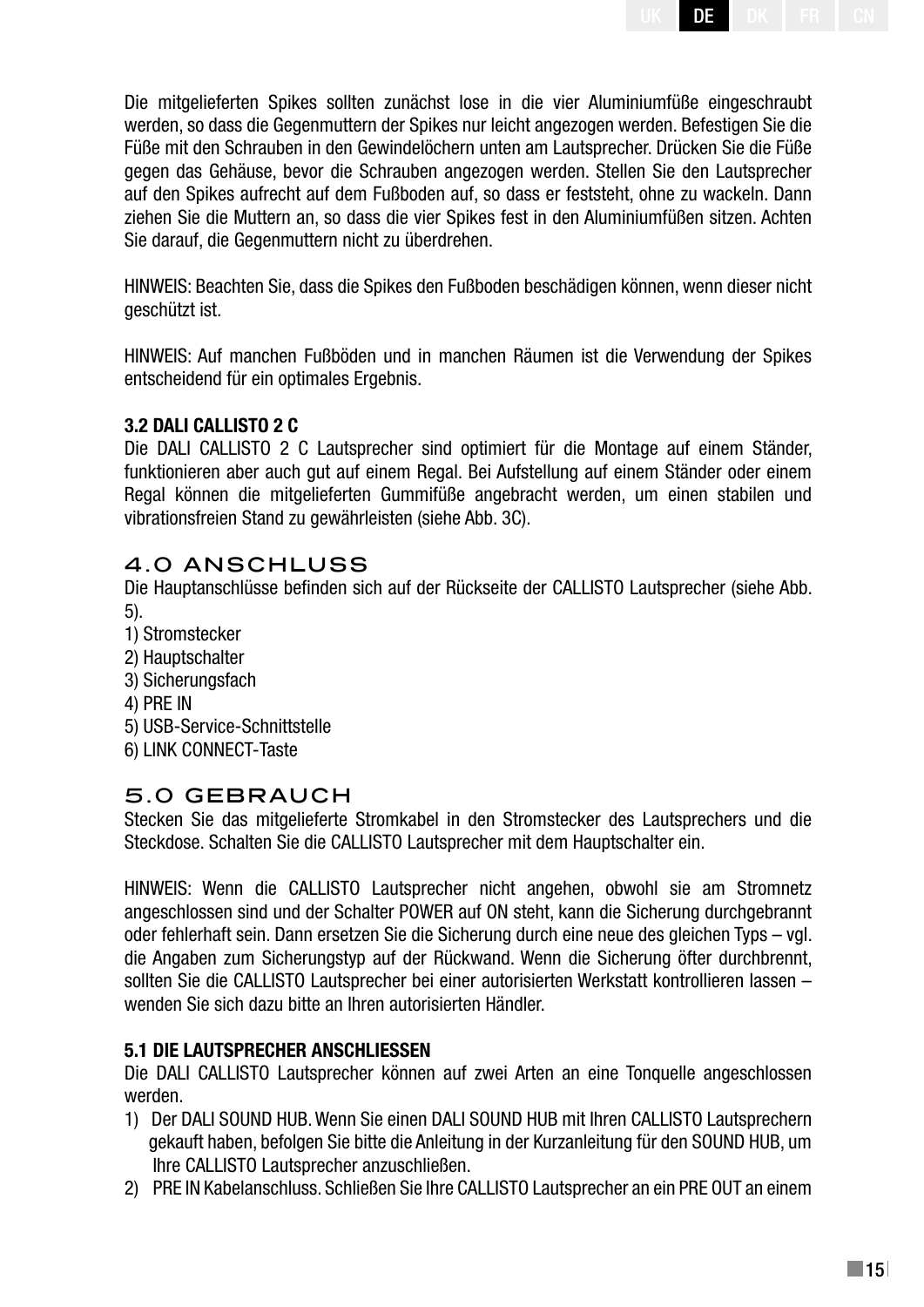Die mitgelieferten Spikes sollten zunächst lose in die vier Aluminiumfüße eingeschraubt werden, so dass die Gegenmuttern der Spikes nur leicht angezogen werden. Befestigen Sie die Füße mit den Schrauben in den Gewindelöchern unten am Lautsprecher. Drücken Sie die Füße gegen das Gehäuse, bevor die Schrauben angezogen werden. Stellen Sie den Lautsprecher auf den Spikes aufrecht auf dem Fußboden auf, so dass er feststeht, ohne zu wackeln. Dann ziehen Sie die Muttern an, so dass die vier Spikes fest in den Aluminiumfüßen sitzen. Achten Sie darauf, die Gegenmuttern nicht zu überdrehen.

HINWEIS: Beachten Sie, dass die Spikes den Fußboden beschädigen können, wenn dieser nicht geschützt ist.

HINWEIS: Auf manchen Fußböden und in manchen Räumen ist die Verwendung der Spikes entscheidend für ein optimales Ergebnis.

### 3.2 DALI CALLISTO 2 C

Die DALI CALLISTO 2 C Lautsprecher sind optimiert für die Montage auf einem Ständer, funktionieren aber auch gut auf einem Regal. Bei Aufstellung auf einem Ständer oder einem Regal können die mitgelieferten Gummifüße angebracht werden, um einen stabilen und vibrationsfreien Stand zu gewährleisten (siehe Abb. 3C).

## 4.0 ANSCHLUSS

Die Hauptanschlüsse befinden sich auf der Rückseite der CALLISTO Lautsprecher (siehe Abb. 5).

1) Stromstecker
2) Hauptschalter
3) Sicherungsfach
4) PRE IN
5) USB-Service-Schnittstelle
6) LINK CONNECT-Taste

## 5.0 GEBRAUCH

Stecken Sie das mitgelieferte Stromkabel in den Stromstecker des Lautsprechers und die Steckdose. Schalten Sie die CALLISTO Lautsprecher mit dem Hauptschalter ein.

HINWEIS: Wenn die CALLISTO Lautsprecher nicht angehen, obwohl sie am Stromnetz angeschlossen sind und der Schalter POWER auf ON steht, kann die Sicherung durchgebrannt oder fehlerhaft sein. Dann ersetzen Sie die Sicherung durch eine neue des gleichen Typs – vgl. die Angaben zum Sicherungstyp auf der Rückwand. Wenn die Sicherung öfter durchbrennt, sollten Sie die CALLISTO Lautsprecher bei einer autorisierten Werkstatt kontrollieren lassen – wenden Sie sich dazu bitte an Ihren autorisierten Händler.

### 5.1 DIE LAUTSPRECHER ANSCHLIESSEN

Die DALI CALLISTO Lautsprecher können auf zwei Arten an eine Tonquelle angeschlossen werden.

1) Der DALI SOUND HUB. Wenn Sie einen DALI SOUND HUB mit Ihren CALLISTO Lautsprechern gekauft haben, befolgen Sie bitte die Anleitung in der Kurzanleitung für den SOUND HUB, um Ihre CALLISTO Lautsprecher anzuschließen.
2) PRE IN Kabelanschluss. Schließen Sie Ihre CALLISTO Lautsprecher an ein PRE OUT an einem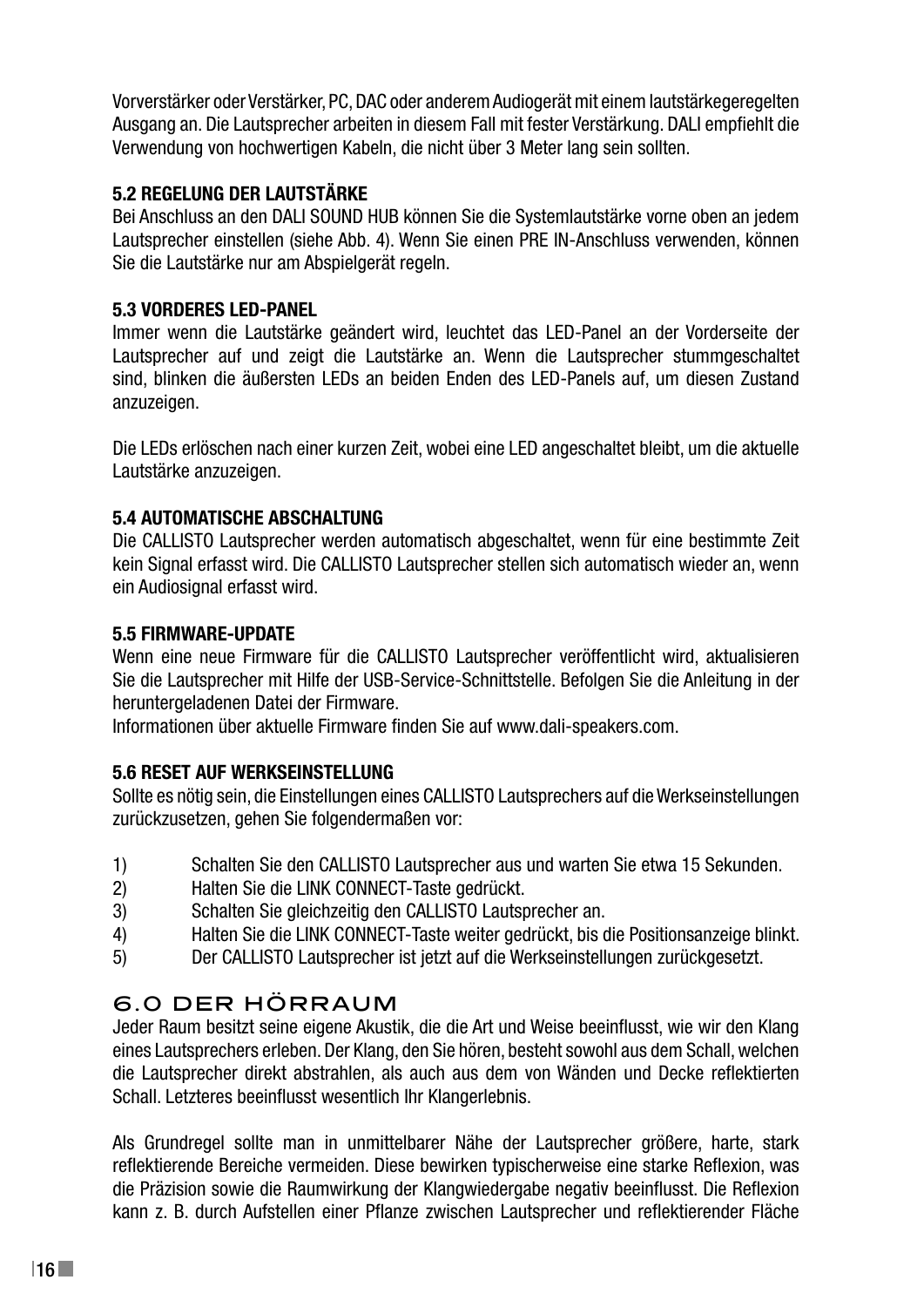Vorverstärker oder Verstärker, PC, DAC oder anderem Audiogerät mit einem lautstärkegeregelten Ausgang an. Die Lautsprecher arbeiten in diesem Fall mit fester Verstärkung. DALI empfiehlt die Verwendung von hochwertigen Kabeln, die nicht über 3 Meter lang sein sollten.

### 5.2 REGELUNG DER LAUTSTÄRKE

Bei Anschluss an den DALI SOUND HUB können Sie die Systemlautstärke vorne oben an jedem Lautsprecher einstellen (siehe Abb. 4). Wenn Sie einen PRE IN-Anschluss verwenden, können Sie die Lautstärke nur am Abspielgerät regeln.

### 5.3 VORDERES LED-PANEL

Immer wenn die Lautstärke geändert wird, leuchtet das LED-Panel an der Vorderseite der Lautsprecher auf und zeigt die Lautstärke an. Wenn die Lautsprecher stummgeschaltet sind, blinken die äußersten LEDs an beiden Enden des LED-Panels auf, um diesen Zustand anzuzeigen.

Die LEDs erlöschen nach einer kurzen Zeit, wobei eine LED angeschaltet bleibt, um die aktuelle Lautstärke anzuzeigen.

### 5.4 AUTOMATISCHE ABSCHALTUNG

Die CALLISTO Lautsprecher werden automatisch abgeschaltet, wenn für eine bestimmte Zeit kein Signal erfasst wird. Die CALLISTO Lautsprecher stellen sich automatisch wieder an, wenn ein Audiosignal erfasst wird.

### 5.5 FIRMWARE-UPDATE

Wenn eine neue Firmware für die CALLISTO Lautsprecher veröffentlicht wird, aktualisieren Sie die Lautsprecher mit Hilfe der USB-Service-Schnittstelle. Befolgen Sie die Anleitung in der heruntergeladenen Datei der Firmware.
Informationen über aktuelle Firmware finden Sie auf www.dali-speakers.com.

### 5.6 RESET AUF WERKSEINSTELLUNG

Sollte es nötig sein, die Einstellungen eines CALLISTO Lautsprechers auf die Werkseinstellungen zurückzusetzen, gehen Sie folgendermaßen vor:

1) Schalten Sie den CALLISTO Lautsprecher aus und warten Sie etwa 15 Sekunden.
2) Halten Sie die LINK CONNECT-Taste gedrückt.
3) Schalten Sie gleichzeitig den CALLISTO Lautsprecher an.
4) Halten Sie die LINK CONNECT-Taste weiter gedrückt, bis die Positionsanzeige blinkt.
5) Der CALLISTO Lautsprecher ist jetzt auf die Werkseinstellungen zurückgesetzt.

## 6.0 DER HÖRRAUM

Jeder Raum besitzt seine eigene Akustik, die die Art und Weise beeinflusst, wie wir den Klang eines Lautsprechers erleben. Der Klang, den Sie hören, besteht sowohl aus dem Schall, welchen die Lautsprecher direkt abstrahlen, als auch aus dem von Wänden und Decke reflektierten Schall. Letzteres beeinflusst wesentlich Ihr Klangerlebnis.

Als Grundregel sollte man in unmittelbarer Nähe der Lautsprecher größere, harte, stark reflektierende Bereiche vermeiden. Diese bewirken typischerweise eine starke Reflexion, was die Präzision sowie die Raumwirkung der Klangwiedergabe negativ beeinflusst. Die Reflexion kann z. B. durch Aufstellen einer Pflanze zwischen Lautsprecher und reflektierender Fläche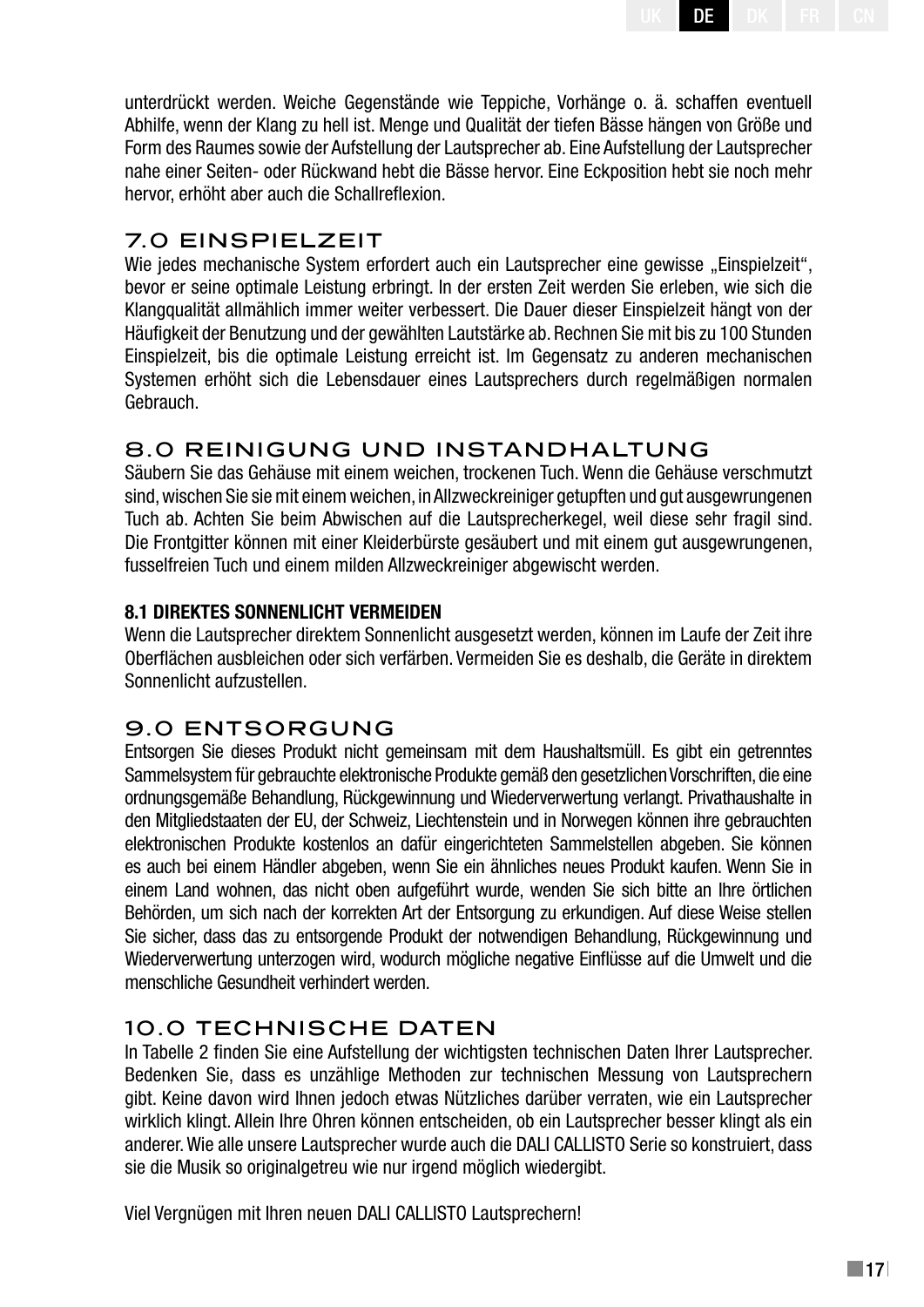unterdrückt werden. Weiche Gegenstände wie Teppiche, Vorhänge o. ä. schaffen eventuell Abhilfe, wenn der Klang zu hell ist. Menge und Qualität der tiefen Bässe hängen von Größe und Form des Raumes sowie der Aufstellung der Lautsprecher ab. Eine Aufstellung der Lautsprecher nahe einer Seiten- oder Rückwand hebt die Bässe hervor. Eine Eckposition hebt sie noch mehr hervor, erhöht aber auch die Schallreflexion.

## 7.0 EINSPIELZEIT

Wie jedes mechanische System erfordert auch ein Lautsprecher eine gewisse „Einspielzeit", bevor er seine optimale Leistung erbringt. In der ersten Zeit werden Sie erleben, wie sich die Klangqualität allmählich immer weiter verbessert. Die Dauer dieser Einspielzeit hängt von der Häufigkeit der Benutzung und der gewählten Lautstärke ab. Rechnen Sie mit bis zu 100 Stunden Einspielzeit, bis die optimale Leistung erreicht ist. Im Gegensatz zu anderen mechanischen Systemen erhöht sich die Lebensdauer eines Lautsprechers durch regelmäßigen normalen Gebrauch.

## 8.0 REINIGUNG UND INSTANDHALTUNG

Säubern Sie das Gehäuse mit einem weichen, trockenen Tuch. Wenn die Gehäuse verschmutzt sind, wischen Sie sie mit einem weichen, in Allzweckreiniger getupften und gut ausgewrungenen Tuch ab. Achten Sie beim Abwischen auf die Lautsprecherkegel, weil diese sehr fragil sind. Die Frontgitter können mit einer Kleiderbürste gesäubert und mit einem gut ausgewrungenen, fusselfreien Tuch und einem milden Allzweckreiniger abgewischt werden.

### 8.1 DIREKTES SONNENLICHT VERMEIDEN

Wenn die Lautsprecher direktem Sonnenlicht ausgesetzt werden, können im Laufe der Zeit ihre Oberflächen ausbleichen oder sich verfärben. Vermeiden Sie es deshalb, die Geräte in direktem Sonnenlicht aufzustellen.

## 9.0 ENTSORGUNG

Entsorgen Sie dieses Produkt nicht gemeinsam mit dem Haushaltsmüll. Es gibt ein getrenntes Sammelsystem für gebrauchte elektronische Produkte gemäß den gesetzlichen Vorschriften, die eine ordnungsgemäße Behandlung, Rückgewinnung und Wiederverwertung verlangt. Privathaushalte in den Mitgliedstaaten der EU, der Schweiz, Liechtenstein und in Norwegen können ihre gebrauchten elektronischen Produkte kostenlos an dafür eingerichteten Sammelstellen abgeben. Sie können es auch bei einem Händler abgeben, wenn Sie ein ähnliches neues Produkt kaufen. Wenn Sie in einem Land wohnen, das nicht oben aufgeführt wurde, wenden Sie sich bitte an Ihre örtlichen Behörden, um sich nach der korrekten Art der Entsorgung zu erkundigen. Auf diese Weise stellen Sie sicher, dass das zu entsorgende Produkt der notwendigen Behandlung, Rückgewinnung und Wiederverwertung unterzogen wird, wodurch mögliche negative Einflüsse auf die Umwelt und die menschliche Gesundheit verhindert werden.

## 10.0 TECHNISCHE DATEN

In Tabelle 2 finden Sie eine Aufstellung der wichtigsten technischen Daten Ihrer Lautsprecher. Bedenken Sie, dass es unzählige Methoden zur technischen Messung von Lautsprechern gibt. Keine davon wird Ihnen jedoch etwas Nützliches darüber verraten, wie ein Lautsprecher wirklich klingt. Allein Ihre Ohren können entscheiden, ob ein Lautsprecher besser klingt als ein anderer. Wie alle unsere Lautsprecher wurde auch die DALI CALLISTO Serie so konstruiert, dass sie die Musik so originalgetreu wie nur irgend möglich wiedergibt.

Viel Vergnügen mit Ihren neuen DALI CALLISTO Lautsprechern!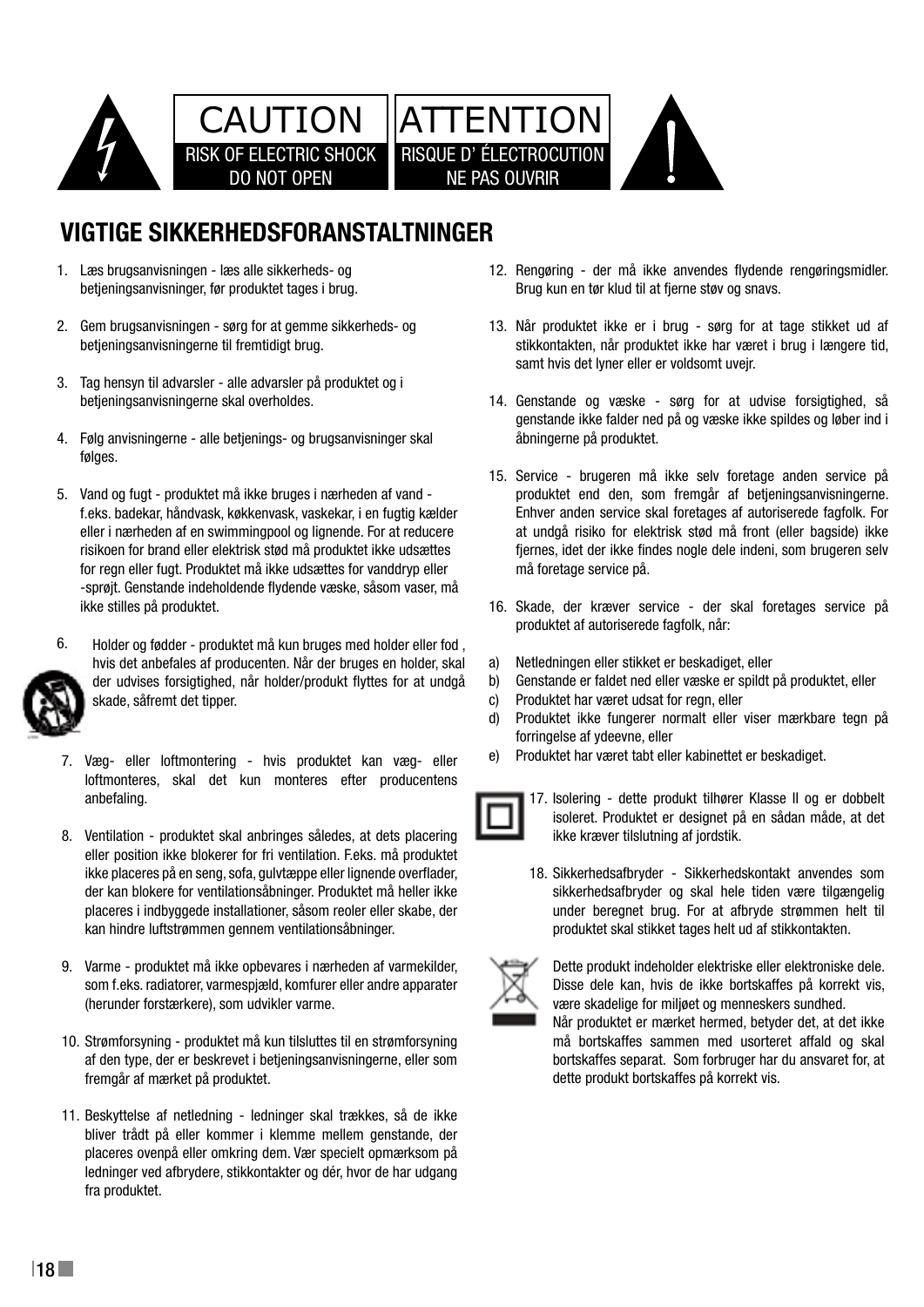CAUTION
RISK OF ELECTRIC SHOCK
DO NOT OPEN

ATTENTION
RISQUE D' ÉLECTROCUTION
NE PAS OUVRIR

## VIGTIGE SIKKERHEDSFORANSTALTNINGER

1. Læs brugsanvisningen - læs alle sikkerheds- og betjeningsanvisninger, før produktet tages i brug.

2. Gem brugsanvisningen - sørg for at gemme sikkerheds- og betjeningsanvisningerne til fremtidigt brug.

3. Tag hensyn til advarsler - alle advarsler på produktet og i betjeningsanvisningerne skal overholdes.

4. Følg anvisningerne - alle betjenings- og brugsanvisninger skal følges.

5. Vand og fugt - produktet må ikke bruges i nærheden af vand - f.eks. badekar, håndvask, køkkenvask, vaskekar, i en fugtig kælder eller i nærheden af en swimmingpool og lignende. For at reducere risikoen for brand eller elektrisk stød må produktet ikke udsættes for regn eller fugt. Produktet må ikke udsættes for vanddryp eller -sprøjt. Genstande indeholdende flydende væske, såsom vaser, må ikke stilles på produktet.

6. Holder og fødder - produktet må kun bruges med holder eller fod , hvis det anbefales af producenten. Når der bruges en holder, skal der udvises forsigtighed, når holder/produkt flyttes for at undgå skade, såfremt det tipper.

7. Væg- eller loftmontering - hvis produktet kan væg- eller loftmonteres, skal det kun monteres efter producentens anbefaling.

8. Ventilation - produktet skal anbringes således, at dets placering eller position ikke blokerer for fri ventilation. F.eks. må produktet ikke placeres på en seng, sofa, gulvtæppe eller lignende overflader, der kan blokere for ventilationsåbninger. Produktet må heller ikke placeres i indbyggede installationer, såsom reoler eller skabe, der kan hindre luftstrømmen gennem ventilationsåbninger.

9. Varme - produktet må ikke opbevares i nærheden af varmekilder, som f.eks. radiatorer, varmespjæld, komfurer eller andre apparater (herunder forstærkere), som udvikler varme.

10. Strømforsyning - produktet må kun tilsluttes til en strømforsyning af den type, der er beskrevet i betjeningsanvisningerne, eller som fremgår af mærket på produktet.

11. Beskyttelse af netledning - ledninger skal trækkes, så de ikke bliver trådt på eller kommer i klemme mellem genstande, der placeres ovenpå eller omkring dem. Vær specielt opmærksom på ledninger ved afbrydere, stikkontakter og dér, hvor de har udgang fra produktet.

12. Rengøring - der må ikke anvendes flydende rengøringsmidler. Brug kun en tør klud til at fjerne støv og snavs.

13. Når produktet ikke er i brug - sørg for at tage stikket ud af stikkontakten, når produktet ikke har været i brug i længere tid, samt hvis det lyner eller er voldsomt uvejr.

14. Genstande og væske - sørg for at udvise forsigtighed, så genstande ikke falder ned på og væske ikke spildes og løber ind i åbningerne på produktet.

15. Service - brugeren må ikke selv foretage anden service på produktet end den, som fremgår af betjeningsanvisningerne. Enhver anden service skal foretages af autoriserede fagfolk. For at undgå risiko for elektrisk stød må front (eller bagside) ikke fjernes, idet der ikke findes nogle dele indeni, som brugeren selv må foretage service på.

16. Skade, der kræver service - der skal foretages service på produktet af autoriserede fagfolk, når:

a) Netledningen eller stikket er beskadiget, eller
b) Genstande er faldet ned eller væske er spildt på produktet, eller
c) Produktet har været udsat for regn, eller
d) Produktet ikke fungerer normalt eller viser mærkbare tegn på forringelse af ydeevne, eller
e) Produktet har været tabt eller kabinettet er beskadiget.

17. Isolering - dette produkt tilhører Klasse II og er dobbelt isoleret. Produktet er designet på en sådan måde, at det ikke kræver tilslutning af jordstik.

18. Sikkerhedsafbryder - Sikkerhedskontakt anvendes som sikkerhedsafbryder og skal hele tiden være tilgængelig under beregnet brug. For at afbryde strømmen helt til produktet skal stikket tages helt ud af stikkontakten.

Dette produkt indeholder elektriske eller elektroniske dele. Disse dele kan, hvis de ikke bortskaffes på korrekt vis, være skadelige for miljøet og menneskers sundhed.
Når produktet er mærket hermed, betyder det, at det ikke må bortskaffes sammen med usorteret affald og skal bortskaffes separat. Som forbruger har du ansvaret for, at dette produkt bortskaffes på korrekt vis.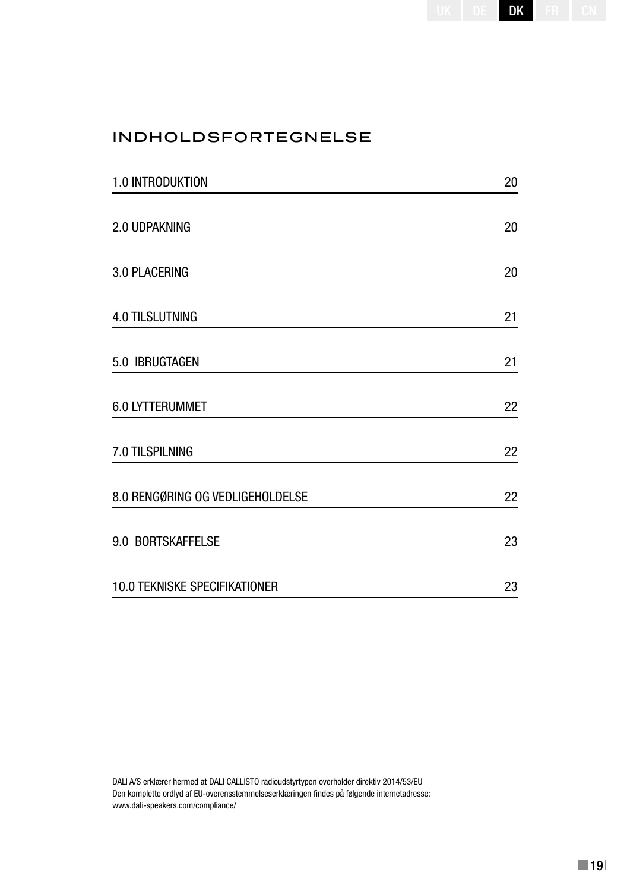# INDHOLDSFORTEGNELSE

| | |
|---|---|
| 1.0 INTRODUKTION | 20 |
| 2.0 UDPAKNING | 20 |
| 3.0 PLACERING | 20 |
| 4.0 TILSLUTNING | 21 |
| 5.0 IBRUGTAGEN | 21 |
| 6.0 LYTTERUMMET | 22 |
| 7.0 TILSPILNING | 22 |
| 8.0 RENGØRING OG VEDLIGEHOLDELSE | 22 |
| 9.0 BORTSKAFFELSE | 23 |
| 10.0 TEKNISKE SPECIFIKATIONER | 23 |

DALI A/S erklærer hermed at DALI CALLISTO radioudstyrtypen overholder direktiv 2014/53/EU
Den komplette ordlyd af EU-overensstemmelseserklæringen findes på følgende internetadresse:
www.dali-speakers.com/compliance/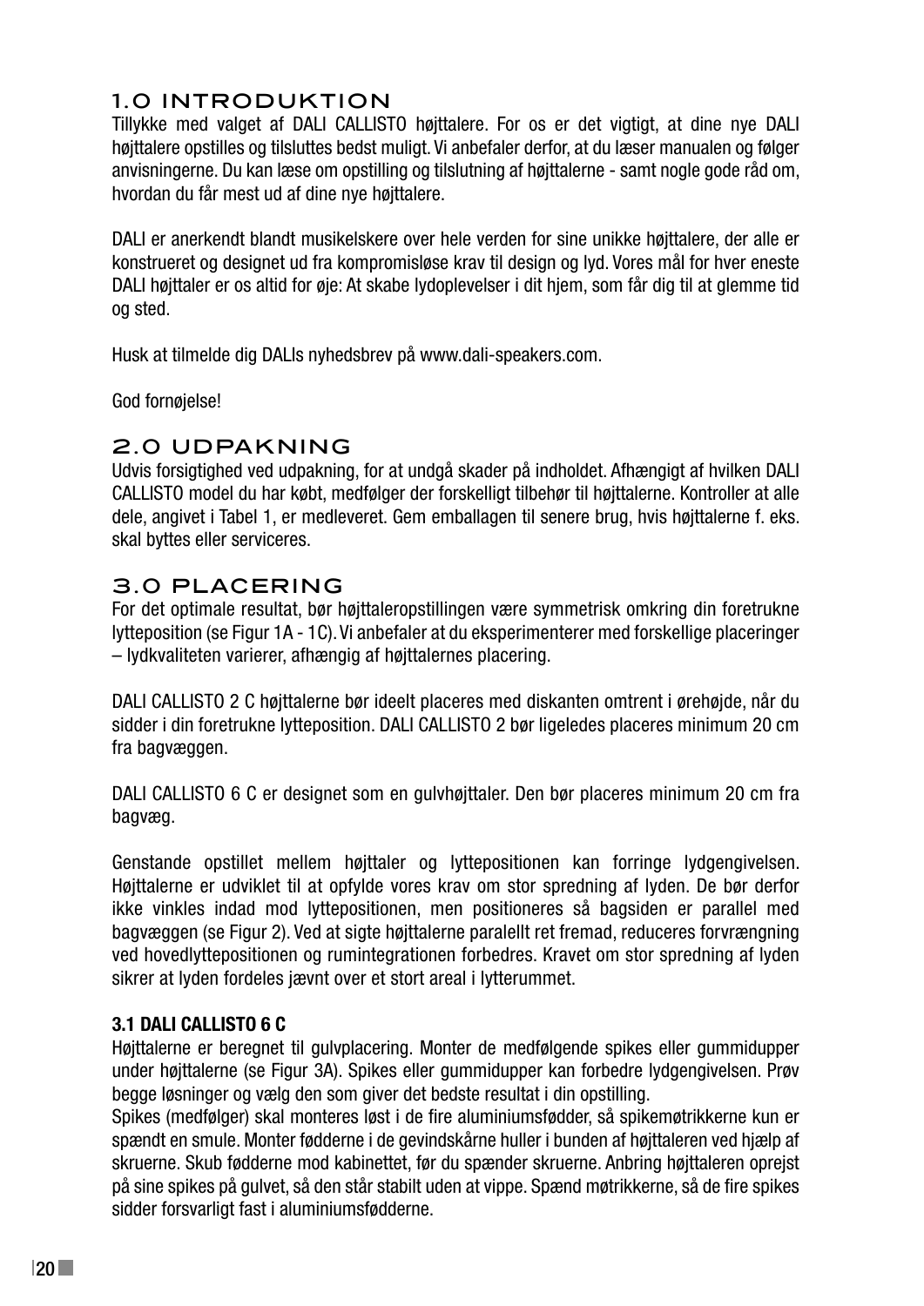## 1.0 INTRODUKTION

Tillykke med valget af DALI CALLISTO højttalere. For os er det vigtigt, at dine nye DALI højttalere opstilles og tilsluttes bedst muligt. Vi anbefaler derfor, at du læser manualen og følger anvisningerne. Du kan læse om opstilling og tilslutning af højttalerne - samt nogle gode råd om, hvordan du får mest ud af dine nye højttalere.

DALI er anerkendt blandt musikelskere over hele verden for sine unikke højttalere, der alle er konstrueret og designet ud fra kompromisløse krav til design og lyd. Vores mål for hver eneste DALI højttaler er os altid for øje: At skabe lydoplevelser i dit hjem, som får dig til at glemme tid og sted.

Husk at tilmelde dig DALIs nyhedsbrev på www.dali-speakers.com.

God fornøjelse!

## 2.0 UDPAKNING

Udvis forsigtighed ved udpakning, for at undgå skader på indholdet. Afhængigt af hvilken DALI CALLISTO model du har købt, medfølger der forskelligt tilbehør til højttalerne. Kontroller at alle dele, angivet i Tabel 1, er medleveret. Gem emballagen til senere brug, hvis højttalerne f. eks. skal byttes eller serviceres.

## 3.0 PLACERING

For det optimale resultat, bør højttaleropstillingen være symmetrisk omkring din foretrukne lytteposition (se Figur 1A - 1C). Vi anbefaler at du eksperimenterer med forskellige placeringer – lydkvaliteten varierer, afhængig af højttalernes placering.

DALI CALLISTO 2 C højttalerne bør ideelt placeres med diskanten omtrent i ørehøjde, når du sidder i din foretrukne lytteposition. DALI CALLISTO 2 bør ligeledes placeres minimum 20 cm fra bagvæggen.

DALI CALLISTO 6 C er designet som en gulvhøjttaler. Den bør placeres minimum 20 cm fra bagvæg.

Genstande opstillet mellem højttaler og lyttepositionen kan forringe lydgengivelsen. Højttalerne er udviklet til at opfylde vores krav om stor spredning af lyden. De bør derfor ikke vinkles indad mod lyttepositionen, men positioneres så bagsiden er parallel med bagvæggen (se Figur 2). Ved at sigte højttalerne paralellt ret fremad, reduceres forvrængning ved hovedlyttepositionen og rumintegrationen forbedres. Kravet om stor spredning af lyden sikrer at lyden fordeles jævnt over et stort areal i lytterummet.

### 3.1 DALI CALLISTO 6 C

Højttalerne er beregnet til gulvplacering. Monter de medfølgende spikes eller gummidupper under højttalerne (se Figur 3A). Spikes eller gummidupper kan forbedre lydgengivelsen. Prøv begge løsninger og vælg den som giver det bedste resultat i din opstilling.
Spikes (medfølger) skal monteres løst i de fire aluminiumsfødder, så spikemøtrikkerne kun er spændt en smule. Monter fødderne i de gevindskårne huller i bunden af højttaleren ved hjælp af skruerne. Skub fødderne mod kabinettet, før du spænder skruerne. Anbring højttaleren oprejst på sine spikes på gulvet, så den står stabilt uden at vippe. Spænd møtrikkerne, så de fire spikes sidder forsvarligt fast i aluminiumsfødderne.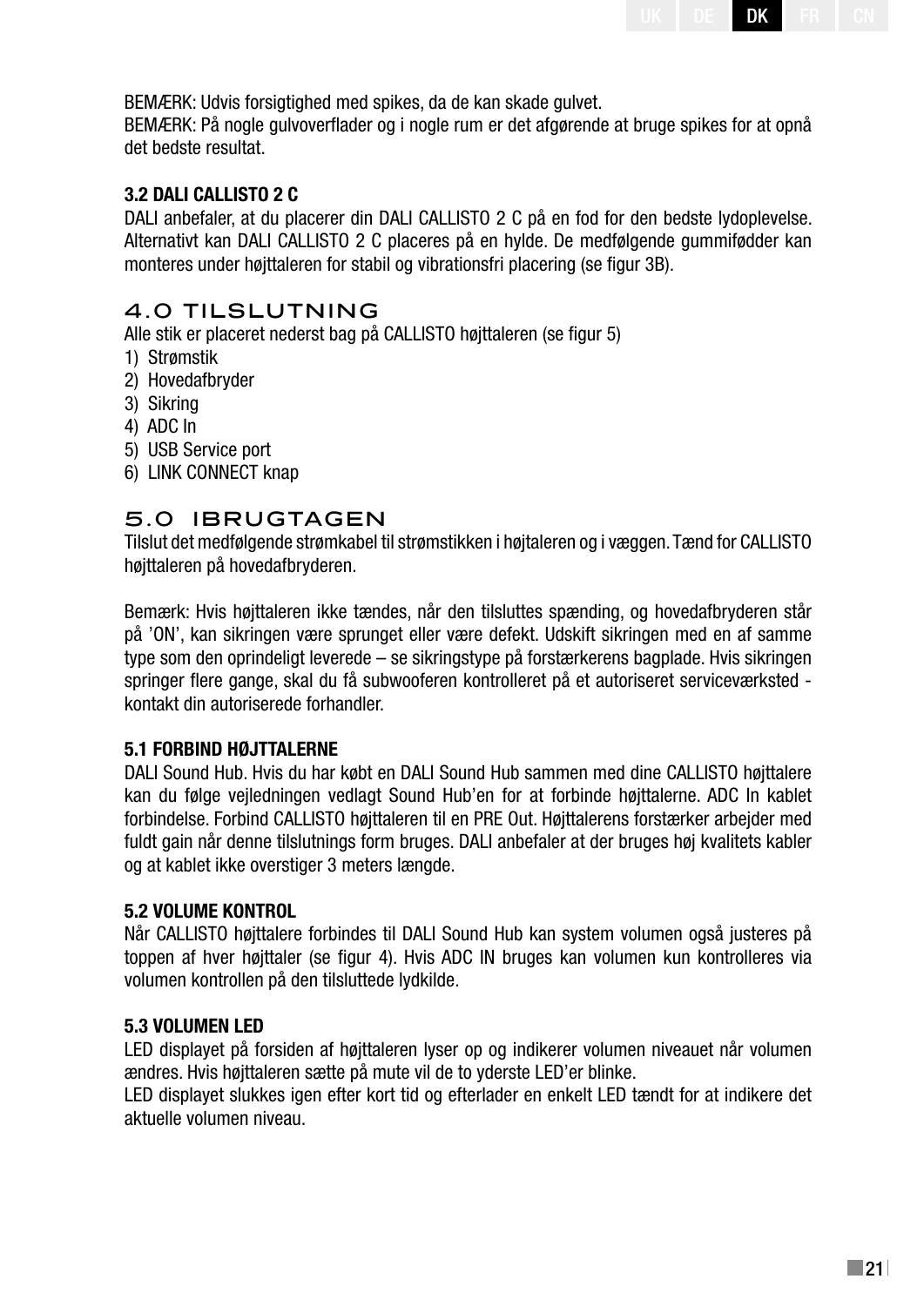BEMÆRK: Udvis forsigtighed med spikes, da de kan skade gulvet.
BEMÆRK: På nogle gulvoverflader og i nogle rum er det afgørende at bruge spikes for at opnå det bedste resultat.

### 3.2 DALI CALLISTO 2 C

DALI anbefaler, at du placerer din DALI CALLISTO 2 C på en fod for den bedste lydoplevelse. Alternativt kan DALI CALLISTO 2 C placeres på en hylde. De medfølgende gummifødder kan monteres under højttaleren for stabil og vibrationsfri placering (se figur 3B).

## 4.0 TILSLUTNING

Alle stik er placeret nederst bag på CALLISTO højttaleren (se figur 5)

1) Strømstik
2) Hovedafbryder
3) Sikring
4) ADC In
5) USB Service port
6) LINK CONNECT knap

## 5.0 IBRUGTAGEN

Tilslut det medfølgende strømkabel til strømstikken i højtaleren og i væggen. Tænd for CALLISTO højttaleren på hovedafbryderen.

Bemærk: Hvis højttaleren ikke tændes, når den tilsluttes spænding, og hovedafbryderen står på 'ON', kan sikringen være sprunget eller være defekt. Udskift sikringen med en af samme type som den oprindeligt leverede – se sikringstype på forstærkerens bagplade. Hvis sikringen springer flere gange, skal du få subwooferen kontrolleret på et autoriseret serviceværksted - kontakt din autoriserede forhandler.

### 5.1 FORBIND HØJTTALERNE

DALI Sound Hub. Hvis du har købt en DALI Sound Hub sammen med dine CALLISTO højttalere kan du følge vejledningen vedlagt Sound Hub'en for at forbinde højttalerne. ADC In kablet forbindelse. Forbind CALLISTO højttaleren til en PRE Out. Højttalerens forstærker arbejder med fuldt gain når denne tilslutnings form bruges. DALI anbefaler at der bruges høj kvalitets kabler og at kablet ikke overstiger 3 meters længde.

### 5.2 VOLUME KONTROL

Når CALLISTO højttalere forbindes til DALI Sound Hub kan system volumen også justeres på toppen af hver højttaler (se figur 4). Hvis ADC IN bruges kan volumen kun kontrolleres via volumen kontrollen på den tilsluttede lydkilde.

### 5.3 VOLUMEN LED

LED displayet på forsiden af højttaleren lyser op og indikerer volumen niveauet når volumen ændres. Hvis højttaleren sætte på mute vil de to yderste LED'er blinke.
LED displayet slukkes igen efter kort tid og efterlader en enkelt LED tændt for at indikere det aktuelle volumen niveau.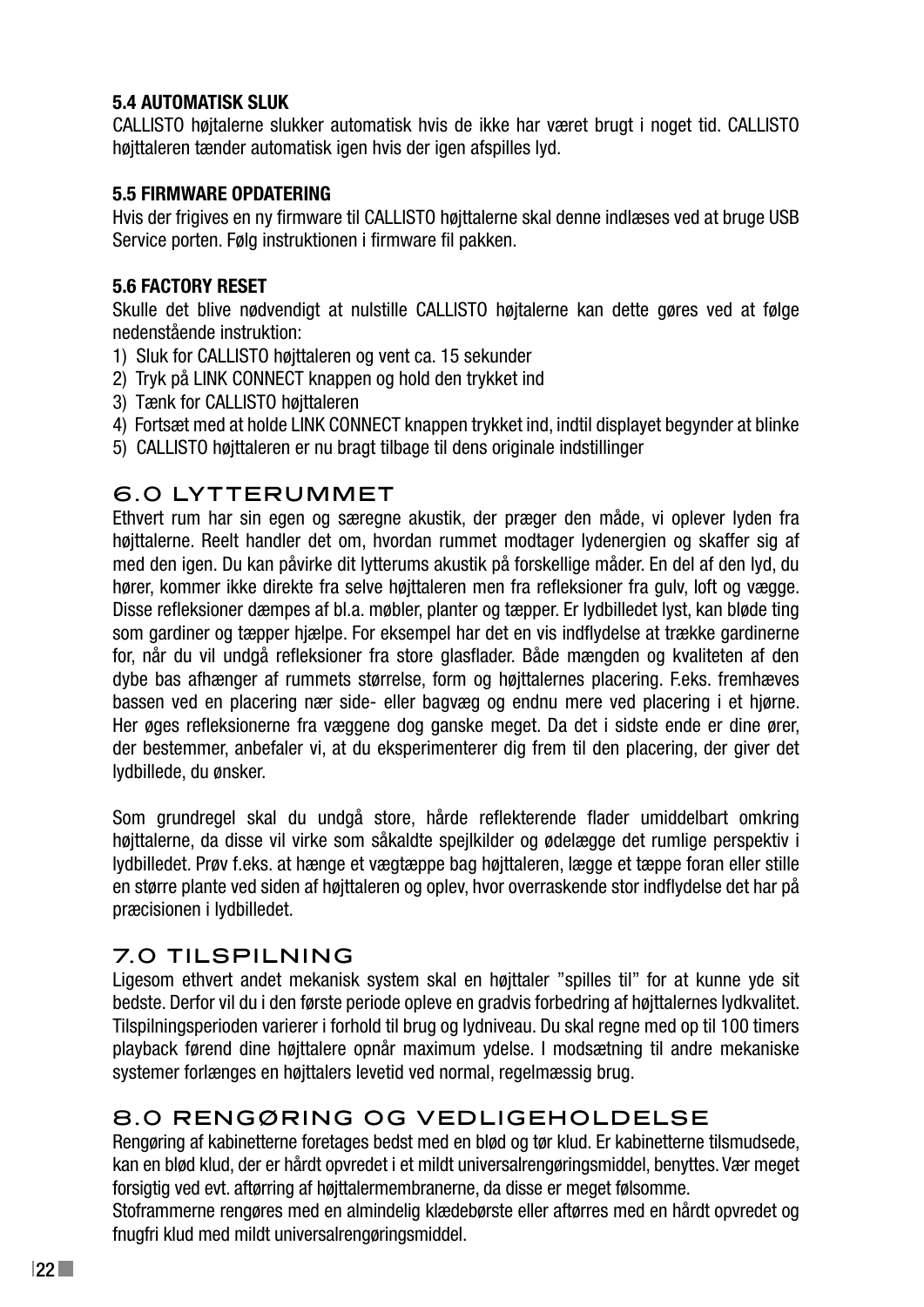### 5.4 AUTOMATISK SLUK

CALLISTO højtalerne slukker automatisk hvis de ikke har været brugt i noget tid. CALLISTO højttaleren tænder automatisk igen hvis der igen afspilles lyd.

### 5.5 FIRMWARE OPDATERING

Hvis der frigives en ny firmware til CALLISTO højttalerne skal denne indlæses ved at bruge USB Service porten. Følg instruktionen i firmware fil pakken.

### 5.6 FACTORY RESET

Skulle det blive nødvendigt at nulstille CALLISTO højtalerne kan dette gøres ved at følge nedenstående instruktion:

1) Sluk for CALLISTO højttaleren og vent ca. 15 sekunder
2) Tryk på LINK CONNECT knappen og hold den trykket ind
3) Tænk for CALLISTO højttaleren
4) Fortsæt med at holde LINK CONNECT knappen trykket ind, indtil displayet begynder at blinke
5) CALLISTO højttaleren er nu bragt tilbage til dens originale indstillinger

## 6.0 LYTTERUMMET

Ethvert rum har sin egen og særegne akustik, der præger den måde, vi oplever lyden fra højttalerne. Reelt handler det om, hvordan rummet modtager lydenergien og skaffer sig af med den igen. Du kan påvirke dit lytterums akustik på forskellige måder. En del af den lyd, du hører, kommer ikke direkte fra selve højttaleren men fra refleksioner fra gulv, loft og vægge. Disse refleksioner dæmpes af bl.a. møbler, planter og tæpper. Er lydbilledet lyst, kan bløde ting som gardiner og tæpper hjælpe. For eksempel har det en vis indflydelse at trække gardinerne for, når du vil undgå refleksioner fra store glasflader. Både mængden og kvaliteten af den dybe bas afhænger af rummets størrelse, form og højttalernes placering. F.eks. fremhæves bassen ved en placering nær side- eller bagvæg og endnu mere ved placering i et hjørne. Her øges refleksionerne fra væggene dog ganske meget. Da det i sidste ende er dine ører, der bestemmer, anbefaler vi, at du eksperimenterer dig frem til den placering, der giver det lydbillede, du ønsker.

Som grundregel skal du undgå store, hårde reflekterende flader umiddelbart omkring højttalerne, da disse vil virke som såkaldte spejlkilder og ødelægge det rumlige perspektiv i lydbilledet. Prøv f.eks. at hænge et vægtæppe bag højttaleren, lægge et tæppe foran eller stille en større plante ved siden af højttaleren og oplev, hvor overraskende stor indflydelse det har på præcisionen i lydbilledet.

## 7.0 TILSPILNING

Ligesom ethvert andet mekanisk system skal en højttaler "spilles til" for at kunne yde sit bedste. Derfor vil du i den første periode opleve en gradvis forbedring af højttalernes lydkvalitet. Tilspilningsperioden varierer i forhold til brug og lydniveau. Du skal regne med op til 100 timers playback førend dine højttalere opnår maximum ydelse. I modsætning til andre mekaniske systemer forlænges en højttalers levetid ved normal, regelmæssig brug.

## 8.0 RENGØRING OG VEDLIGEHOLDELSE

Rengøring af kabinetterne foretages bedst med en blød og tør klud. Er kabinetterne tilsmudsede, kan en blød klud, der er hårdt opvredet i et mildt universalrengøringsmiddel, benyttes. Vær meget forsigtig ved evt. aftørring af højttalermembranerne, da disse er meget følsomme.

Stoframmerne rengøres med en almindelig klædebørste eller aftørres med en hårdt opvredet og fnugfri klud med mildt universalrengøringsmiddel.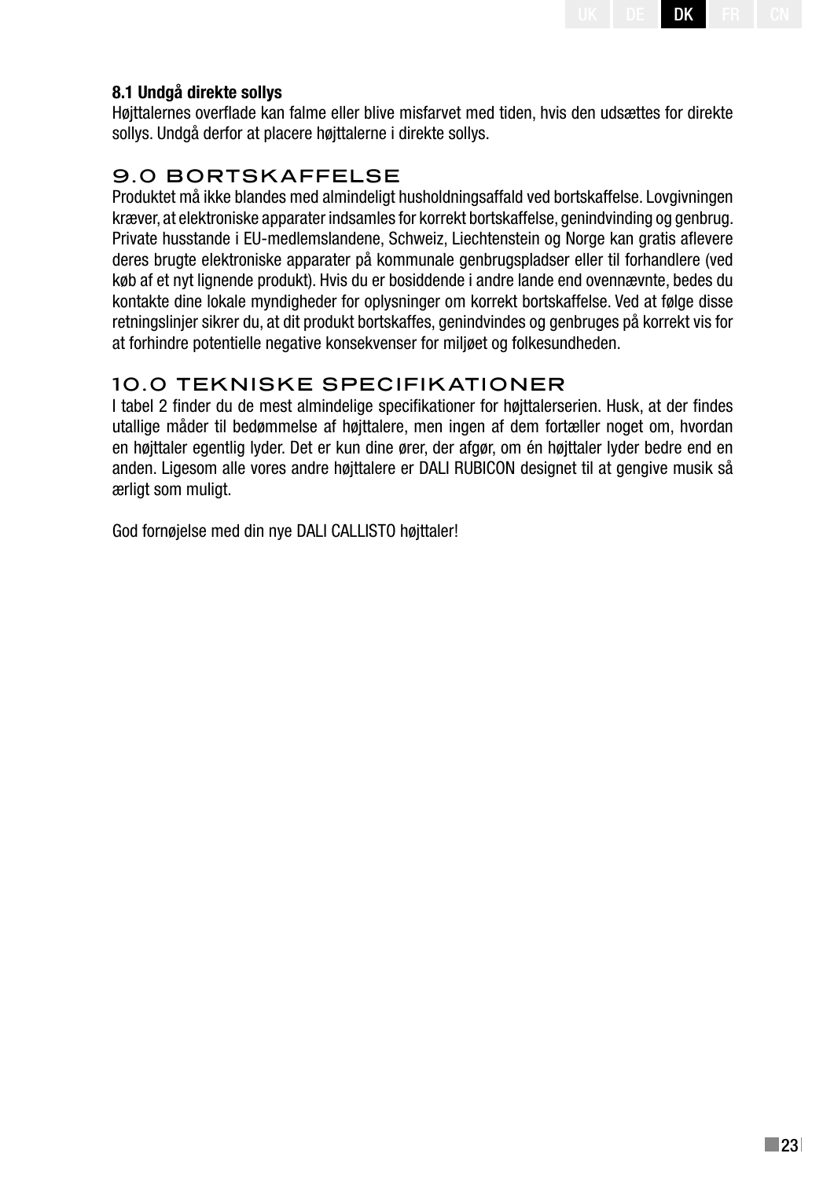### 8.1 Undgå direkte sollys

Højttalernes overflade kan falme eller blive misfarvet med tiden, hvis den udsættes for direkte sollys. Undgå derfor at placere højttalerne i direkte sollys.

## 9.0 BORTSKAFFELSE

Produktet må ikke blandes med almindeligt husholdningsaffald ved bortskaffelse. Lovgivningen kræver, at elektroniske apparater indsamles for korrekt bortskaffelse, genindvinding og genbrug. Private husstande i EU-medlemslandene, Schweiz, Liechtenstein og Norge kan gratis aflevere deres brugte elektroniske apparater på kommunale genbrugspladser eller til forhandlere (ved køb af et nyt lignende produkt). Hvis du er bosiddende i andre lande end ovennævnte, bedes du kontakte dine lokale myndigheder for oplysninger om korrekt bortskaffelse. Ved at følge disse retningslinjer sikrer du, at dit produkt bortskaffes, genindvindes og genbruges på korrekt vis for at forhindre potentielle negative konsekvenser for miljøet og folkesundheden.

## 10.0 TEKNISKE SPECIFIKATIONER

I tabel 2 finder du de mest almindelige specifikationer for højttalerserien. Husk, at der findes utallige måder til bedømmelse af højttalere, men ingen af dem fortæller noget om, hvordan en højttaler egentlig lyder. Det er kun dine ører, der afgør, om én højttaler lyder bedre end en anden. Ligesom alle vores andre højttalere er DALI RUBICON designet til at gengive musik så ærligt som muligt.

God fornøjelse med din nye DALI CALLISTO højttaler!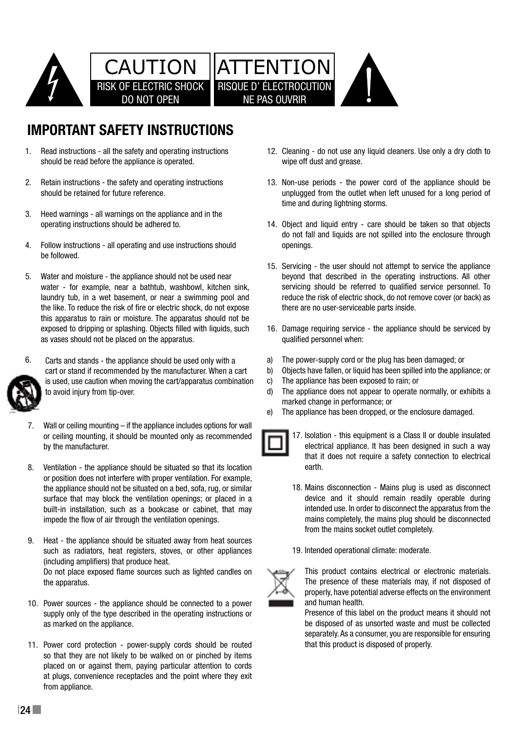CAUTION
RISK OF ELECTRIC SHOCK
DO NOT OPEN

ATTENTION
RISQUE D' ÉLECTROCUTION
NE PAS OUVRIR

## IMPORTANT SAFETY INSTRUCTIONS

1. Read instructions - all the safety and operating instructions should be read before the appliance is operated.

2. Retain instructions - the safety and operating instructions should be retained for future reference.

3. Heed warnings - all warnings on the appliance and in the operating instructions should be adhered to.

4. Follow instructions - all operating and use instructions should be followed.

5. Water and moisture - the appliance should not be used near water - for example, near a bathtub, washbowl, kitchen sink, laundry tub, in a wet basement, or near a swimming pool and the like. To reduce the risk of fire or electric shock, do not expose this apparatus to rain or moisture. The apparatus should not be exposed to dripping or splashing. Objects filled with liquids, such as vases should not be placed on the apparatus.

6. Carts and stands - the appliance should be used only with a cart or stand if recommended by the manufacturer. When a cart is used, use caution when moving the cart/apparatus combination to avoid injury from tip-over.

7. Wall or ceiling mounting – if the appliance includes options for wall or ceiling mounting, it should be mounted only as recommended by the manufacturer.

8. Ventilation - the appliance should be situated so that its location or position does not interfere with proper ventilation. For example, the appliance should not be situated on a bed, sofa, rug, or similar surface that may block the ventilation openings; or placed in a built-in installation, such as a bookcase or cabinet, that may impede the flow of air through the ventilation openings.

9. Heat - the appliance should be situated away from heat sources such as radiators, heat registers, stoves, or other appliances (including amplifiers) that produce heat.
   Do not place exposed flame sources such as lighted candles on the apparatus.

10. Power sources - the appliance should be connected to a power supply only of the type described in the operating instructions or as marked on the appliance.

11. Power cord protection - power-supply cords should be routed so that they are not likely to be walked on or pinched by items placed on or against them, paying particular attention to cords at plugs, convenience receptacles and the point where they exit from appliance.

12. Cleaning - do not use any liquid cleaners. Use only a dry cloth to wipe off dust and grease.

13. Non-use periods - the power cord of the appliance should be unplugged from the outlet when left unused for a long period of time and during lightning storms.

14. Object and liquid entry - care should be taken so that objects do not fall and liquids are not spilled into the enclosure through openings.

15. Servicing - the user should not attempt to service the appliance beyond that described in the operating instructions. All other servicing should be referred to qualified service personnel. To reduce the risk of electric shock, do not remove cover (or back) as there are no user-serviceable parts inside.

16. Damage requiring service - the appliance should be serviced by qualified personnel when:

a) The power-supply cord or the plug has been damaged; or
b) Objects have fallen, or liquid has been spilled into the appliance; or
c) The appliance has been exposed to rain; or
d) The appliance does not appear to operate normally, or exhibits a marked change in performance; or
e) The appliance has been dropped, or the enclosure damaged.

17. Isolation - this equipment is a Class II or double insulated electrical appliance. It has been designed in such a way that it does not require a safety connection to electrical earth.

18. Mains disconnection - Mains plug is used as disconnect device and it should remain readily operable during intended use. In order to disconnect the apparatus from the mains completely, the mains plug should be disconnected from the mains socket outlet completely.

19. Intended operational climate: moderate.

This product contains electrical or electronic materials. The presence of these materials may, if not disposed of properly, have potential adverse effects on the environment and human health.

Presence of this label on the product means it should not be disposed of as unsorted waste and must be collected separately. As a consumer, you are responsible for ensuring that this product is disposed of properly.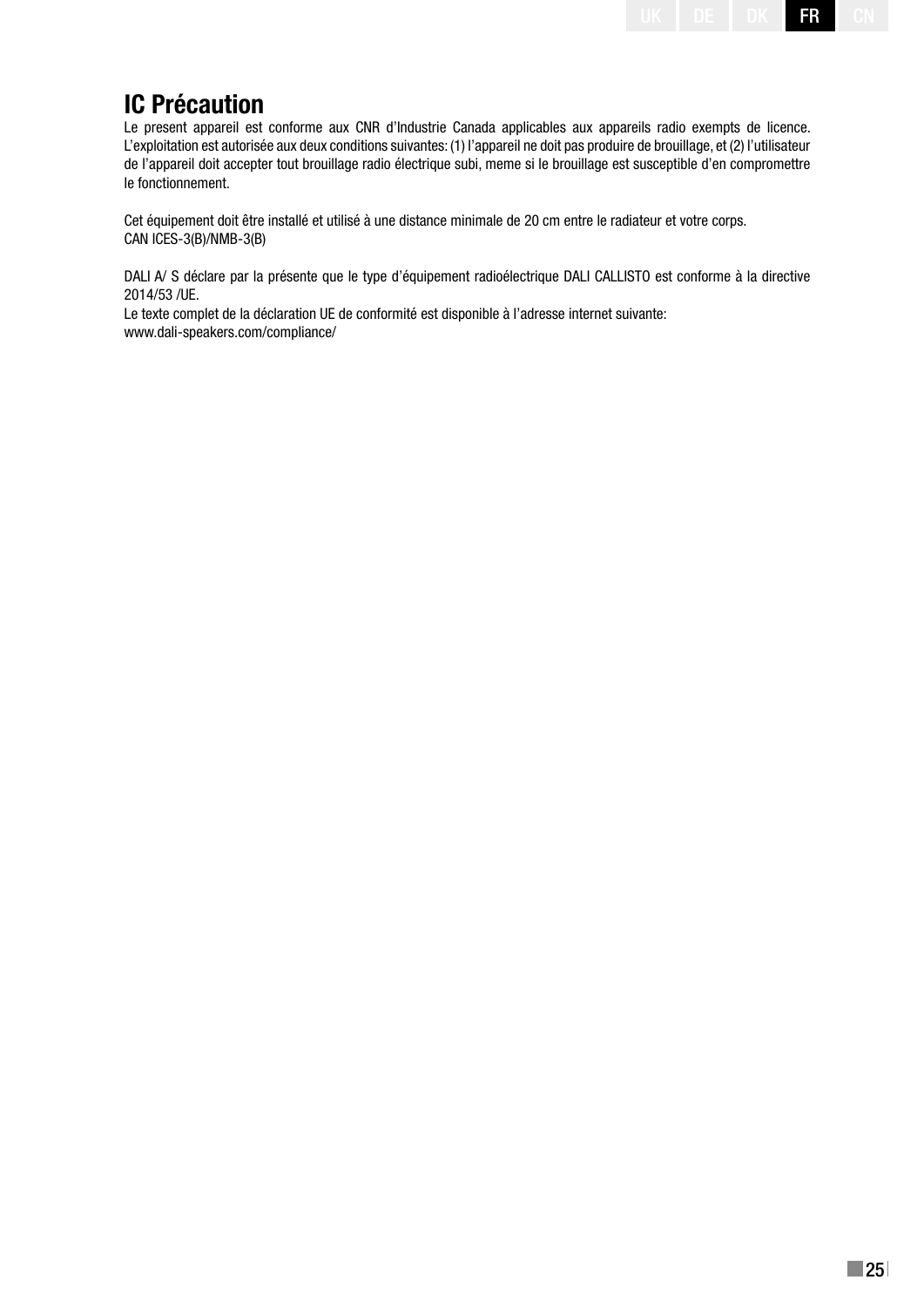# IC Précaution

Le present appareil est conforme aux CNR d'Industrie Canada applicables aux appareils radio exempts de licence. L'exploitation est autorisée aux deux conditions suivantes: (1) l'appareil ne doit pas produire de brouillage, et (2) l'utilisateur de l'appareil doit accepter tout brouillage radio électrique subi, meme si le brouillage est susceptible d'en compromettre le fonctionnement.

Cet équipement doit être installé et utilisé à une distance minimale de 20 cm entre le radiateur et votre corps.
CAN ICES-3(B)/NMB-3(B)

DALI A/ S déclare par la présente que le type d'équipement radioélectrique DALI CALLISTO est conforme à la directive 2014/53 /UE.
Le texte complet de la déclaration UE de conformité est disponible à l'adresse internet suivante:
www.dali-speakers.com/compliance/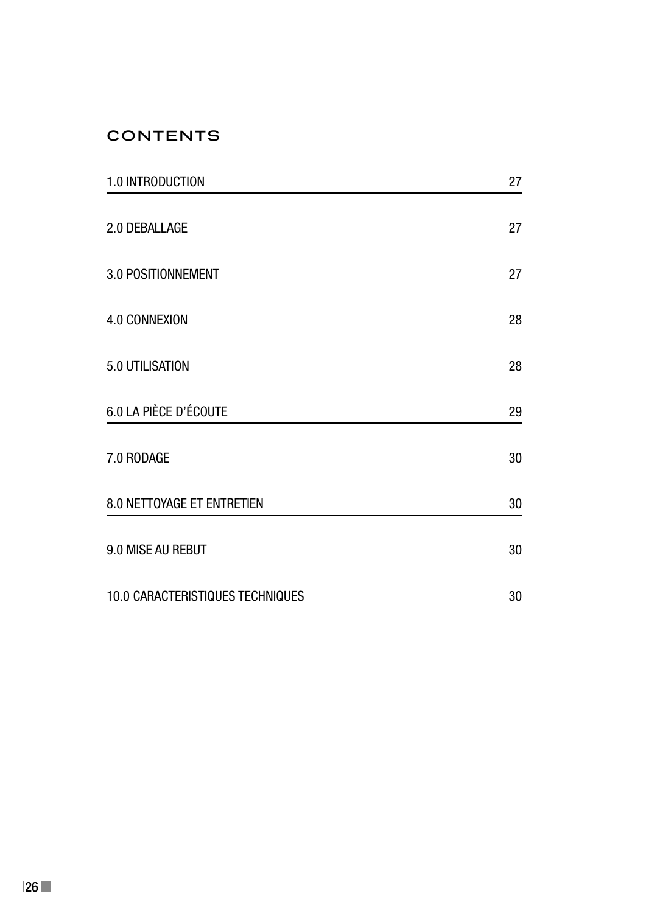# CONTENTS

| | |
|---|---|
| 1.0 INTRODUCTION | 27 |
| 2.0 DEBALLAGE | 27 |
| 3.0 POSITIONNEMENT | 27 |
| 4.0 CONNEXION | 28 |
| 5.0 UTILISATION | 28 |
| 6.0 LA PIÈCE D’ÉCOUTE | 29 |
| 7.0 RODAGE | 30 |
| 8.0 NETTOYAGE ET ENTRETIEN | 30 |
| 9.0 MISE AU REBUT | 30 |
| 10.0 CARACTERISTIQUES TECHNIQUES | 30 |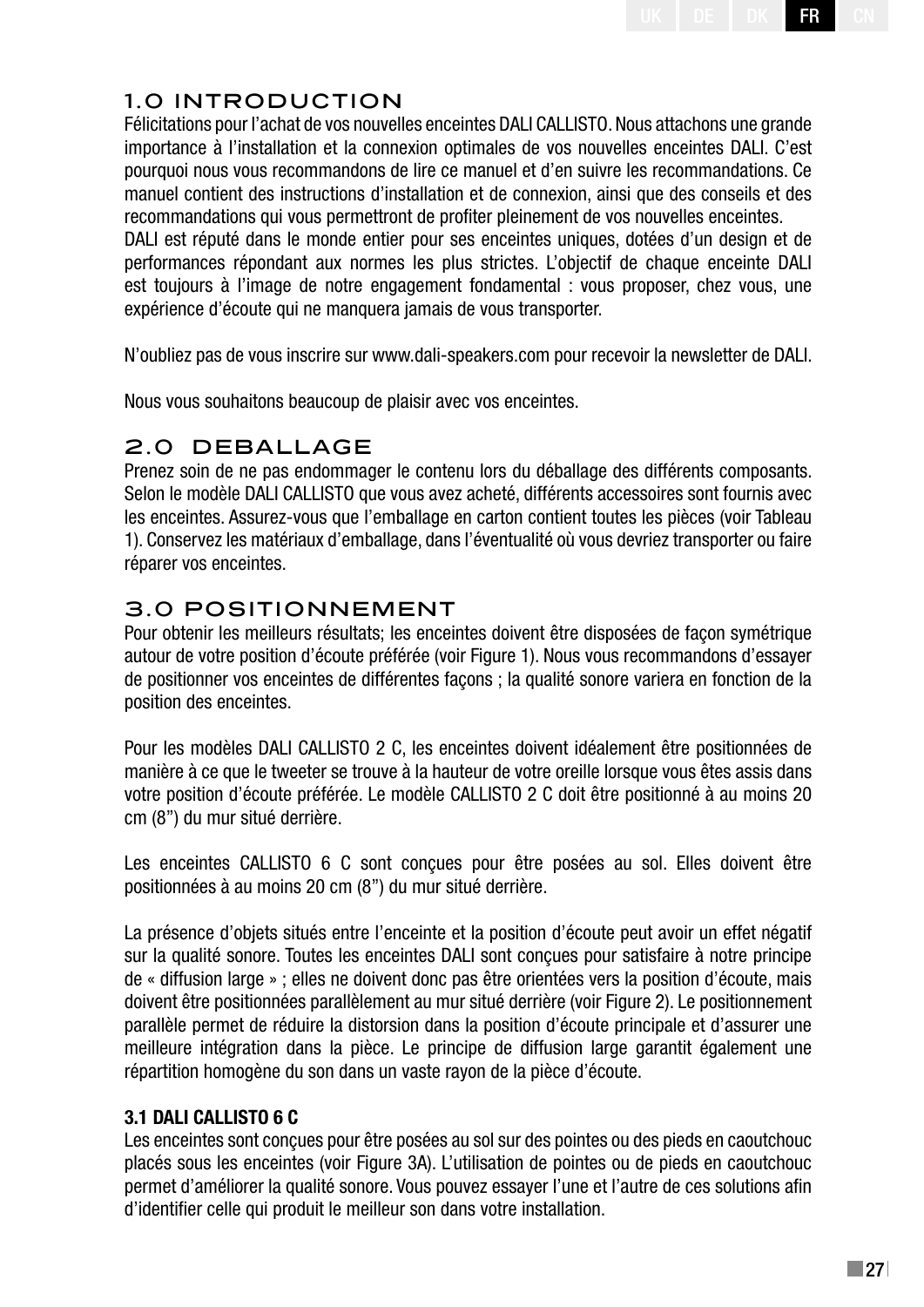## 1.0 INTRODUCTION

Félicitations pour l'achat de vos nouvelles enceintes DALI CALLISTO. Nous attachons une grande importance à l'installation et la connexion optimales de vos nouvelles enceintes DALI. C'est pourquoi nous vous recommandons de lire ce manuel et d'en suivre les recommandations. Ce manuel contient des instructions d'installation et de connexion, ainsi que des conseils et des recommandations qui vous permettront de profiter pleinement de vos nouvelles enceintes.
DALI est réputé dans le monde entier pour ses enceintes uniques, dotées d'un design et de performances répondant aux normes les plus strictes. L'objectif de chaque enceinte DALI est toujours à l'image de notre engagement fondamental : vous proposer, chez vous, une expérience d'écoute qui ne manquera jamais de vous transporter.

N'oubliez pas de vous inscrire sur www.dali-speakers.com pour recevoir la newsletter de DALI.

Nous vous souhaitons beaucoup de plaisir avec vos enceintes.

## 2.0 DEBALLAGE

Prenez soin de ne pas endommager le contenu lors du déballage des différents composants. Selon le modèle DALI CALLISTO que vous avez acheté, différents accessoires sont fournis avec les enceintes. Assurez-vous que l'emballage en carton contient toutes les pièces (voir Tableau 1). Conservez les matériaux d'emballage, dans l'éventualité où vous devriez transporter ou faire réparer vos enceintes.

## 3.0 POSITIONNEMENT

Pour obtenir les meilleurs résultats; les enceintes doivent être disposées de façon symétrique autour de votre position d'écoute préférée (voir Figure 1). Nous vous recommandons d'essayer de positionner vos enceintes de différentes façons ; la qualité sonore variera en fonction de la position des enceintes.

Pour les modèles DALI CALLISTO 2 C, les enceintes doivent idéalement être positionnées de manière à ce que le tweeter se trouve à la hauteur de votre oreille lorsque vous êtes assis dans votre position d'écoute préférée. Le modèle CALLISTO 2 C doit être positionné à au moins 20 cm (8") du mur situé derrière.

Les enceintes CALLISTO 6 C sont conçues pour être posées au sol. Elles doivent être positionnées à au moins 20 cm (8") du mur situé derrière.

La présence d'objets situés entre l'enceinte et la position d'écoute peut avoir un effet négatif sur la qualité sonore. Toutes les enceintes DALI sont conçues pour satisfaire à notre principe de « diffusion large » ; elles ne doivent donc pas être orientées vers la position d'écoute, mais doivent être positionnées parallèlement au mur situé derrière (voir Figure 2). Le positionnement parallèle permet de réduire la distorsion dans la position d'écoute principale et d'assurer une meilleure intégration dans la pièce. Le principe de diffusion large garantit également une répartition homogène du son dans un vaste rayon de la pièce d'écoute.

### 3.1 DALI CALLISTO 6 C

Les enceintes sont conçues pour être posées au sol sur des pointes ou des pieds en caoutchouc placés sous les enceintes (voir Figure 3A). L'utilisation de pointes ou de pieds en caoutchouc permet d'améliorer la qualité sonore. Vous pouvez essayer l'une et l'autre de ces solutions afin d'identifier celle qui produit le meilleur son dans votre installation.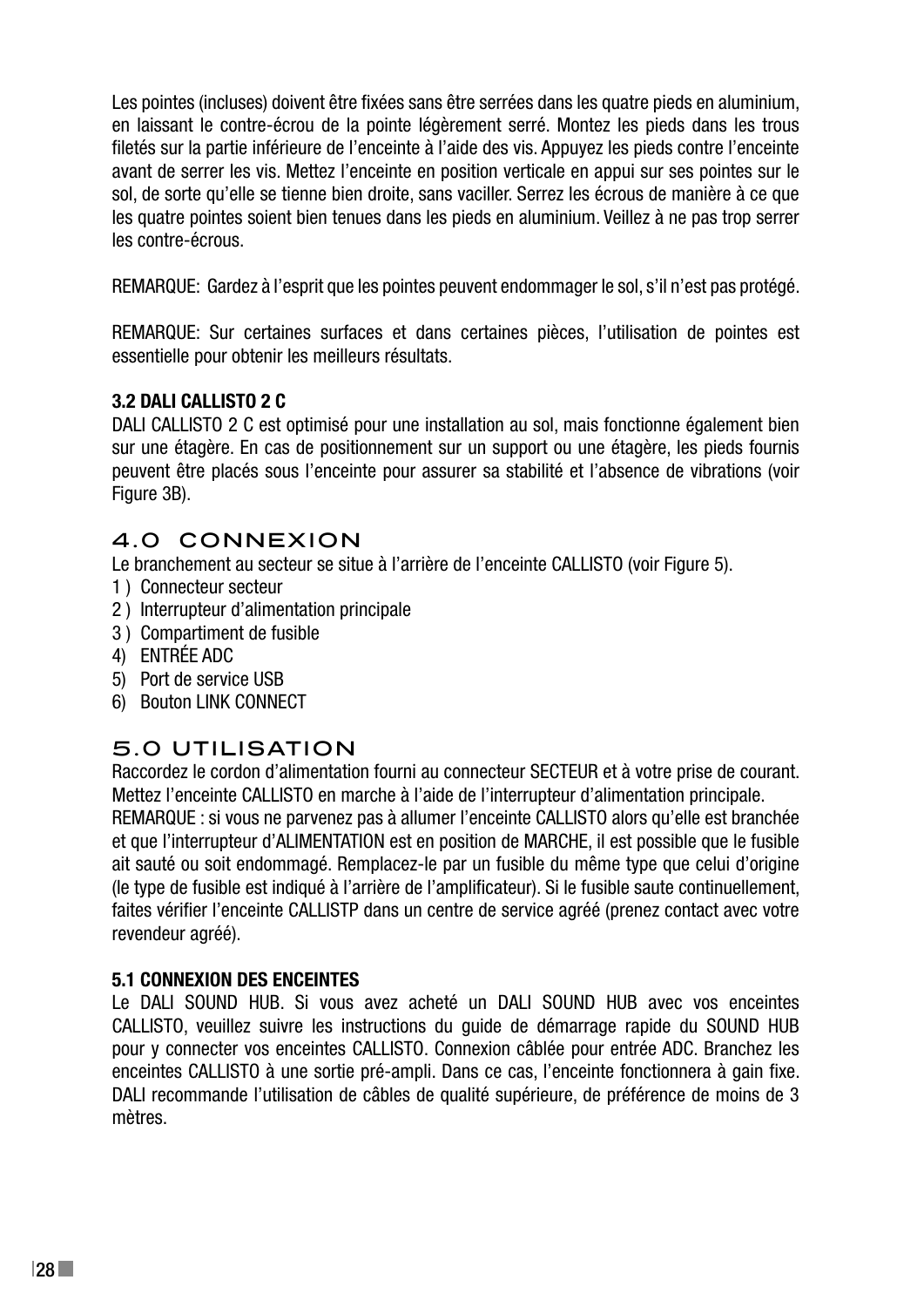Les pointes (incluses) doivent être fixées sans être serrées dans les quatre pieds en aluminium, en laissant le contre-écrou de la pointe légèrement serré. Montez les pieds dans les trous filetés sur la partie inférieure de l'enceinte à l'aide des vis. Appuyez les pieds contre l'enceinte avant de serrer les vis. Mettez l'enceinte en position verticale en appui sur ses pointes sur le sol, de sorte qu'elle se tienne bien droite, sans vaciller. Serrez les écrous de manière à ce que les quatre pointes soient bien tenues dans les pieds en aluminium. Veillez à ne pas trop serrer les contre-écrous.

REMARQUE: Gardez à l'esprit que les pointes peuvent endommager le sol, s'il n'est pas protégé.

REMARQUE: Sur certaines surfaces et dans certaines pièces, l'utilisation de pointes est essentielle pour obtenir les meilleurs résultats.

**3.2 DALI CALLISTO 2 C**

DALI CALLISTO 2 C est optimisé pour une installation au sol, mais fonctionne également bien sur une étagère. En cas de positionnement sur un support ou une étagère, les pieds fournis peuvent être placés sous l'enceinte pour assurer sa stabilité et l'absence de vibrations (voir Figure 3B).

## 4.0 CONNEXION

Le branchement au secteur se situe à l'arrière de l'enceinte CALLISTO (voir Figure 5).

1 ) Connecteur secteur
2 ) Interrupteur d'alimentation principale
3 ) Compartiment de fusible
4) ENTRÉE ADC
5) Port de service USB
6) Bouton LINK CONNECT

## 5.0 UTILISATION

Raccordez le cordon d'alimentation fourni au connecteur SECTEUR et à votre prise de courant. Mettez l'enceinte CALLISTO en marche à l'aide de l'interrupteur d'alimentation principale.
REMARQUE : si vous ne parvenez pas à allumer l'enceinte CALLISTO alors qu'elle est branchée et que l'interrupteur d'ALIMENTATION est en position de MARCHE, il est possible que le fusible ait sauté ou soit endommagé. Remplacez-le par un fusible du même type que celui d'origine (le type de fusible est indiqué à l'arrière de l'amplificateur). Si le fusible saute continuellement, faites vérifier l'enceinte CALLISTP dans un centre de service agréé (prenez contact avec votre revendeur agréé).

**5.1 CONNEXION DES ENCEINTES**

Le DALI SOUND HUB. Si vous avez acheté un DALI SOUND HUB avec vos enceintes CALLISTO, veuillez suivre les instructions du guide de démarrage rapide du SOUND HUB pour y connecter vos enceintes CALLISTO. Connexion câblée pour entrée ADC. Branchez les enceintes CALLISTO à une sortie pré-ampli. Dans ce cas, l'enceinte fonctionnera à gain fixe. DALI recommande l'utilisation de câbles de qualité supérieure, de préférence de moins de 3 mètres.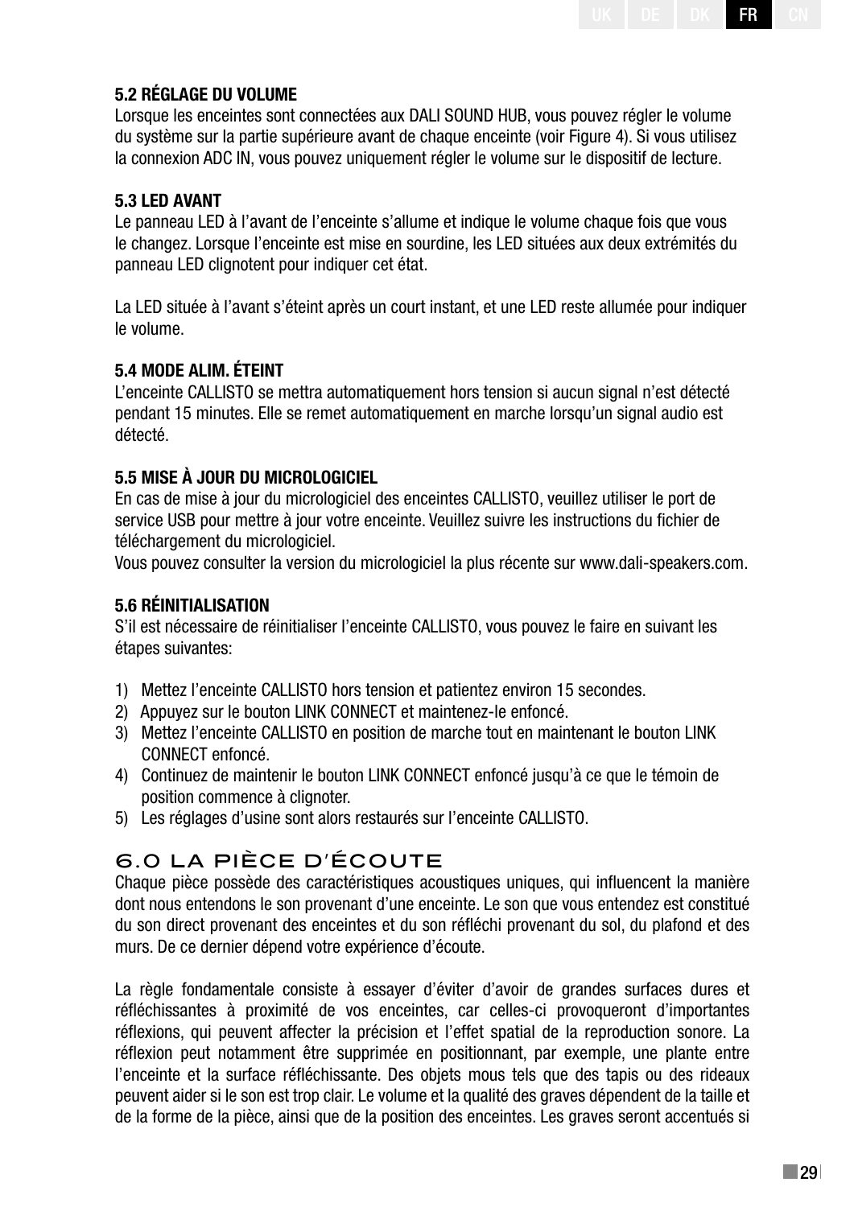### 5.2 RÉGLAGE DU VOLUME

Lorsque les enceintes sont connectées aux DALI SOUND HUB, vous pouvez régler le volume du système sur la partie supérieure avant de chaque enceinte (voir Figure 4). Si vous utilisez la connexion ADC IN, vous pouvez uniquement régler le volume sur le dispositif de lecture.

### 5.3 LED AVANT

Le panneau LED à l'avant de l'enceinte s'allume et indique le volume chaque fois que vous le changez. Lorsque l'enceinte est mise en sourdine, les LED situées aux deux extrémités du panneau LED clignotent pour indiquer cet état.

La LED située à l'avant s'éteint après un court instant, et une LED reste allumée pour indiquer le volume.

### 5.4 MODE ALIM. ÉTEINT

L'enceinte CALLISTO se mettra automatiquement hors tension si aucun signal n'est détecté pendant 15 minutes. Elle se remet automatiquement en marche lorsqu'un signal audio est détecté.

### 5.5 MISE À JOUR DU MICROLOGICIEL

En cas de mise à jour du micrologiciel des enceintes CALLISTO, veuillez utiliser le port de service USB pour mettre à jour votre enceinte. Veuillez suivre les instructions du fichier de téléchargement du micrologiciel.
Vous pouvez consulter la version du micrologiciel la plus récente sur www.dali-speakers.com.

### 5.6 RÉINITIALISATION

S'il est nécessaire de réinitialiser l'enceinte CALLISTO, vous pouvez le faire en suivant les étapes suivantes:

1) Mettez l'enceinte CALLISTO hors tension et patientez environ 15 secondes.
2) Appuyez sur le bouton LINK CONNECT et maintenez-le enfoncé.
3) Mettez l'enceinte CALLISTO en position de marche tout en maintenant le bouton LINK CONNECT enfoncé.
4) Continuez de maintenir le bouton LINK CONNECT enfoncé jusqu'à ce que le témoin de position commence à clignoter.
5) Les réglages d'usine sont alors restaurés sur l'enceinte CALLISTO.

## 6.0 LA PIÈCE D'ÉCOUTE

Chaque pièce possède des caractéristiques acoustiques uniques, qui influencent la manière dont nous entendons le son provenant d'une enceinte. Le son que vous entendez est constitué du son direct provenant des enceintes et du son réfléchi provenant du sol, du plafond et des murs. De ce dernier dépend votre expérience d'écoute.

La règle fondamentale consiste à essayer d'éviter d'avoir de grandes surfaces dures et réfléchissantes à proximité de vos enceintes, car celles-ci provoqueront d'importantes réflexions, qui peuvent affecter la précision et l'effet spatial de la reproduction sonore. La réflexion peut notamment être supprimée en positionnant, par exemple, une plante entre l'enceinte et la surface réfléchissante. Des objets mous tels que des tapis ou des rideaux peuvent aider si le son est trop clair. Le volume et la qualité des graves dépendent de la taille et de la forme de la pièce, ainsi que de la position des enceintes. Les graves seront accentués si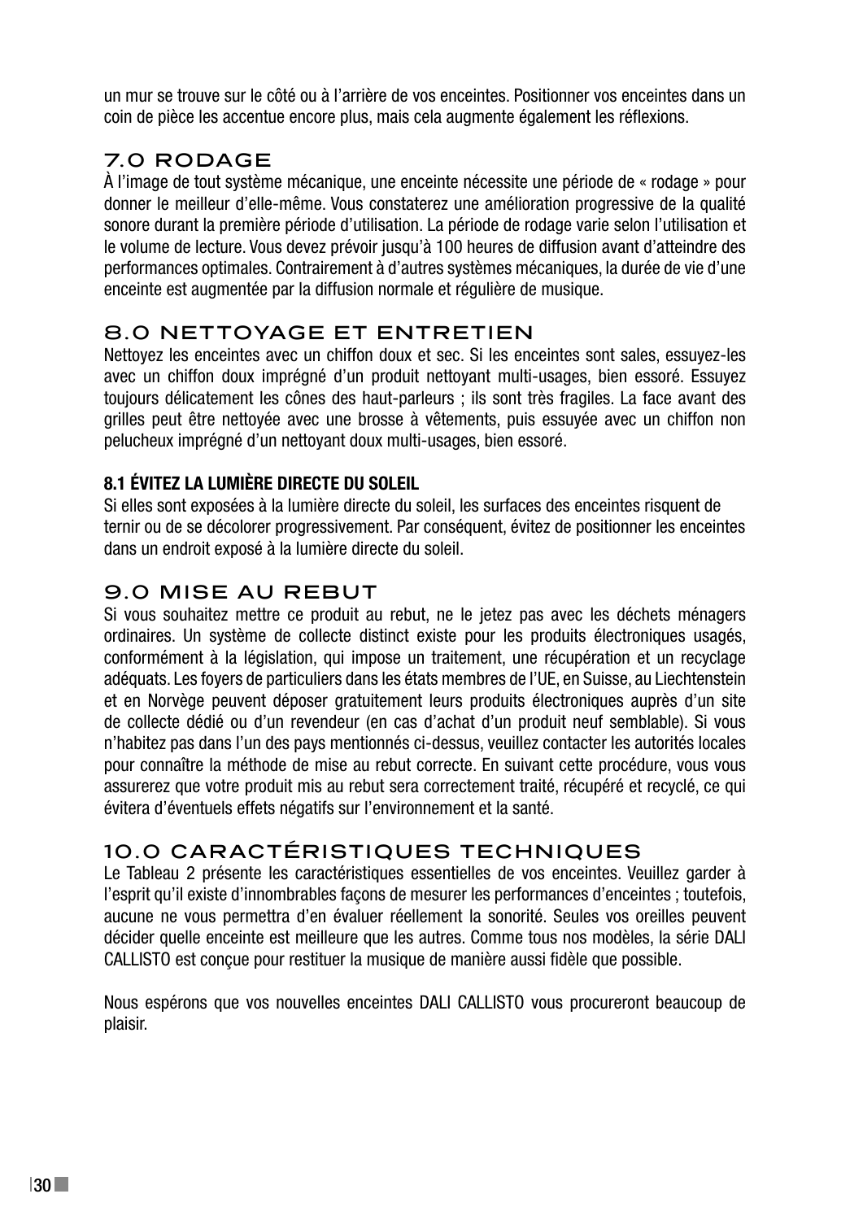un mur se trouve sur le côté ou à l'arrière de vos enceintes. Positionner vos enceintes dans un coin de pièce les accentue encore plus, mais cela augmente également les réflexions.

## 7.0 RODAGE

À l'image de tout système mécanique, une enceinte nécessite une période de « rodage » pour donner le meilleur d'elle-même. Vous constaterez une amélioration progressive de la qualité sonore durant la première période d'utilisation. La période de rodage varie selon l'utilisation et le volume de lecture. Vous devez prévoir jusqu'à 100 heures de diffusion avant d'atteindre des performances optimales. Contrairement à d'autres systèmes mécaniques, la durée de vie d'une enceinte est augmentée par la diffusion normale et régulière de musique.

## 8.0 NETTOYAGE ET ENTRETIEN

Nettoyez les enceintes avec un chiffon doux et sec. Si les enceintes sont sales, essuyez-les avec un chiffon doux imprégné d'un produit nettoyant multi-usages, bien essoré. Essuyez toujours délicatement les cônes des haut-parleurs ; ils sont très fragiles. La face avant des grilles peut être nettoyée avec une brosse à vêtements, puis essuyée avec un chiffon non pelucheux imprégné d'un nettoyant doux multi-usages, bien essoré.

### 8.1 ÉVITEZ LA LUMIÈRE DIRECTE DU SOLEIL

Si elles sont exposées à la lumière directe du soleil, les surfaces des enceintes risquent de ternir ou de se décolorer progressivement. Par conséquent, évitez de positionner les enceintes dans un endroit exposé à la lumière directe du soleil.

## 9.0 MISE AU REBUT

Si vous souhaitez mettre ce produit au rebut, ne le jetez pas avec les déchets ménagers ordinaires. Un système de collecte distinct existe pour les produits électroniques usagés, conformément à la législation, qui impose un traitement, une récupération et un recyclage adéquats. Les foyers de particuliers dans les états membres de l'UE, en Suisse, au Liechtenstein et en Norvège peuvent déposer gratuitement leurs produits électroniques auprès d'un site de collecte dédié ou d'un revendeur (en cas d'achat d'un produit neuf semblable). Si vous n'habitez pas dans l'un des pays mentionnés ci-dessus, veuillez contacter les autorités locales pour connaître la méthode de mise au rebut correcte. En suivant cette procédure, vous vous assurerez que votre produit mis au rebut sera correctement traité, récupéré et recyclé, ce qui évitera d'éventuels effets négatifs sur l'environnement et la santé.

## 10.0 CARACTÉRISTIQUES TECHNIQUES

Le Tableau 2 présente les caractéristiques essentielles de vos enceintes. Veuillez garder à l'esprit qu'il existe d'innombrables façons de mesurer les performances d'enceintes ; toutefois, aucune ne vous permettra d'en évaluer réellement la sonorité. Seules vos oreilles peuvent décider quelle enceinte est meilleure que les autres. Comme tous nos modèles, la série DALI CALLISTO est conçue pour restituer la musique de manière aussi fidèle que possible.

Nous espérons que vos nouvelles enceintes DALI CALLISTO vous procureront beaucoup de plaisir.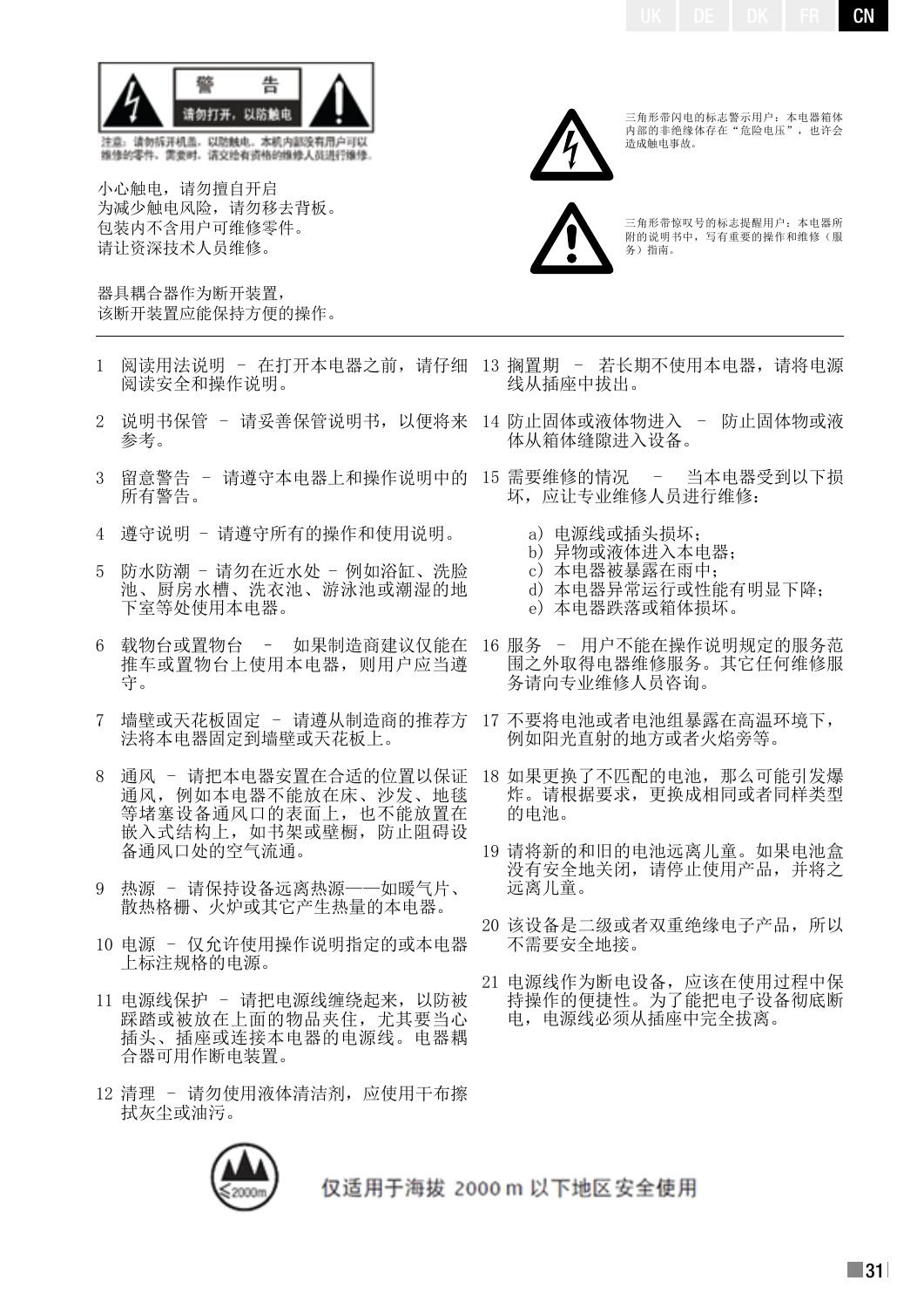警 告

请勿打开，以防触电

注意：请勿拆开机盖，以防触电。本机内部没有用户可以维修的零件。需要时，请交给有资格的维修人员进行维修。

小心触电，请勿擅自开启
为减少触电风险，请勿移去背板。
包装内不含用户可维修零件。
请让资深技术人员维修。

器具耦合器作为断开装置，
该断开装置应能保持方便的操作。

三角形带闪电的标志警示用户：本电器箱体内部的非绝缘体存在"危险电压"，也许会造成触电事故。

三角形带惊叹号的标志提醒用户：本电器所附的说明书中，写有重要的操作和维修（服务）指南。

1 阅读用法说明 – 在打开本电器之前，请仔细阅读安全和操作说明。

2 说明书保管 – 请妥善保管说明书，以便将来参考。

3 留意警告 – 请遵守本电器上和操作说明中的所有警告。

4 遵守说明 – 请遵守所有的操作和使用说明。

5 防水防潮 – 请勿在近水处 – 例如浴缸、洗脸池、厨房水槽、洗衣池、游泳池或潮湿的地下室等处使用本电器。

6 载物台或置物台 – 如果制造商建议仅能在推车或置物台上使用本电器，则用户应当遵守。

7 墙壁或天花板固定 – 请遵从制造商的推荐方法将本电器固定到墙壁或天花板上。

8 通风 – 请把本电器安置在合适的位置以保证通风，例如本电器不能放在床、沙发、地毯等堵塞设备通风口的表面上，也不能放置在嵌入式结构上，如书架或壁橱，防止阻碍设备通风口处的空气流通。

9 热源 – 请保持设备远离热源——如暖气片、散热格栅、火炉或其它产生热量的本电器。

10 电源 – 仅允许使用操作说明指定的或本电器上标注规格的电源。

11 电源线保护 – 请把电源线缠绕起来，以防被踩踏或被放在上面的物品夹住，尤其要当心插头、插座或连接本电器的电源线。电器耦合器可用作断电装置。

12 清理 – 请勿使用液体清洁剂，应使用干布擦拭灰尘或油污。

13 搁置期 – 若长期不使用本电器，请将电源线从插座中拔出。

14 防止固体或液体物进入 – 防止固体物或液体从箱体缝隙进入设备。

15 需要维修的情况 – 当本电器受到以下损坏，应让专业维修人员进行维修：

- a）电源线或插头损坏；
- b）异物或液体进入本电器；
- c）本电器被暴露在雨中；
- d）本电器异常运行或性能有明显下降；
- e）本电器跌落或箱体损坏。

16 服务 – 用户不能在操作说明规定的服务范围之外取得电器维修服务。其它任何维修服务请向专业维修人员咨询。

17 不要将电池或者电池组暴露在高温环境下，例如阳光直射的地方或者火焰旁等。

18 如果更换了不匹配的电池，那么可能引发爆炸。请根据要求，更换成相同或者同样类型的电池。

19 请将新的和旧的电池远离儿童。如果电池盒没有安全地关闭，请停止使用产品，并将之远离儿童。

20 该设备是二级或者双重绝缘电子产品，所以不需要安全地接。

21 电源线作为断电设备，应该在使用过程中保持操作的便捷性。为了能把电子设备彻底断电，电源线必须从插座中完全拔离。

≤2000m 仅适用于海拔 2000 m 以下地区安全使用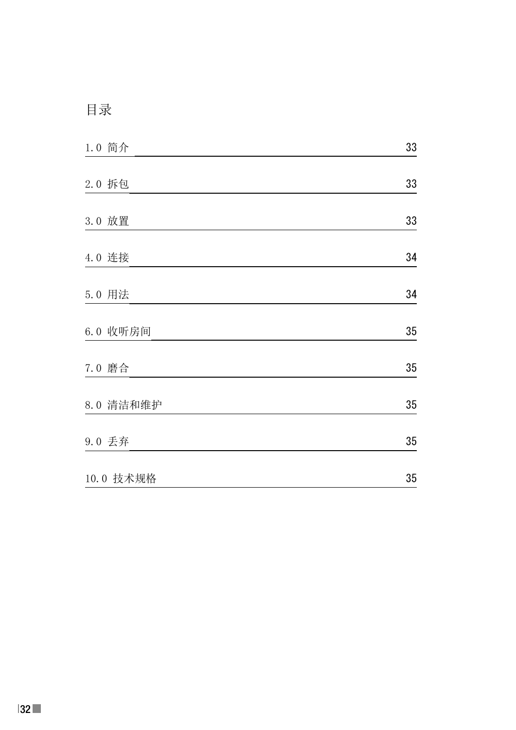# 目录

| | |
|---|---|
| 1.0 简介 | 33 |
| 2.0 拆包 | 33 |
| 3.0 放置 | 33 |
| 4.0 连接 | 34 |
| 5.0 用法 | 34 |
| 6.0 收听房间 | 35 |
| 7.0 磨合 | 35 |
| 8.0 清洁和维护 | 35 |
| 9.0 丢弃 | 35 |
| 10.0 技术规格 | 35 |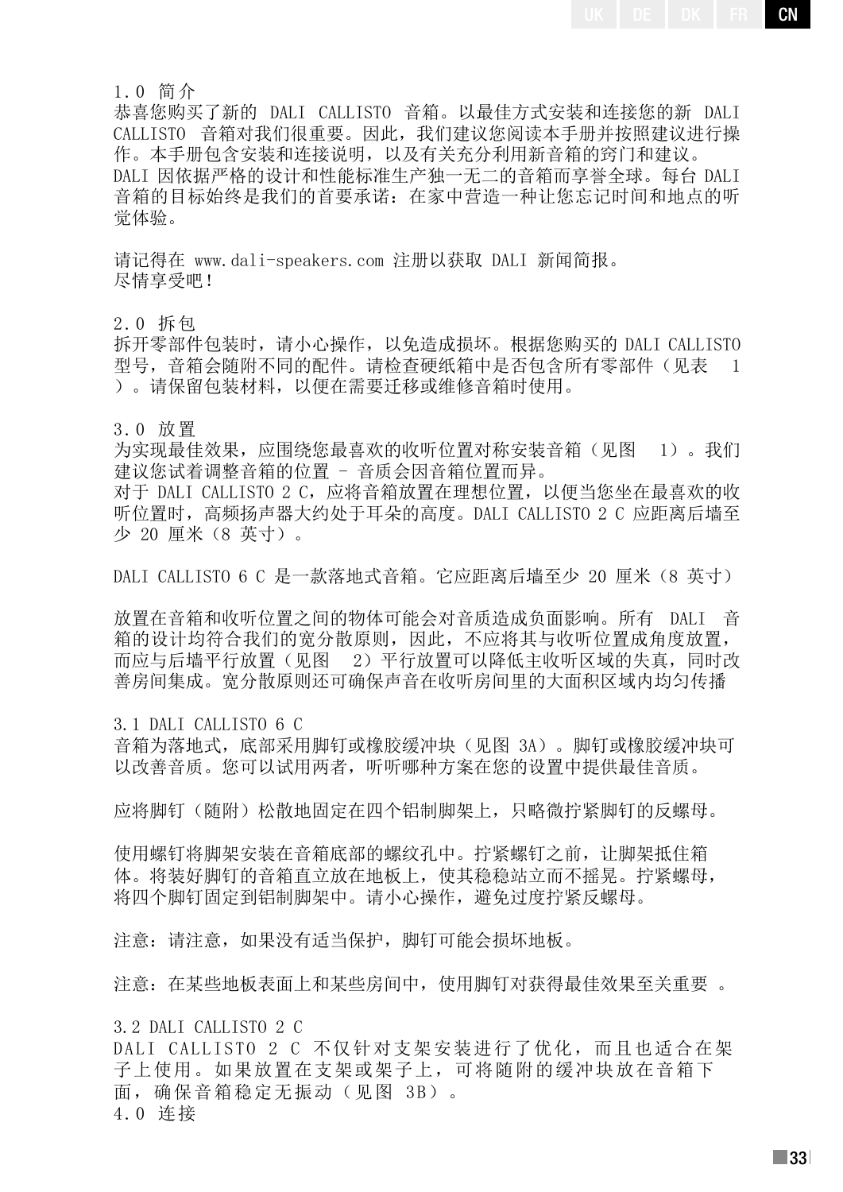## 1.0 简介

恭喜您购买了新的 DALI CALLISTO 音箱。以最佳方式安装和连接您的新 DALI CALLISTO 音箱对我们很重要。因此，我们建议您阅读本手册并按照建议进行操作。本手册包含安装和连接说明，以及有关充分利用新音箱的窍门和建议。
DALI 因依据严格的设计和性能标准生产独一无二的音箱而享誉全球。每台 DALI 音箱的目标始终是我们的首要承诺：在家中营造一种让您忘记时间和地点的听觉体验。

请记得在 www.dali-speakers.com 注册以获取 DALI 新闻简报。
尽情享受吧！

## 2.0 拆包

拆开零部件包装时，请小心操作，以免造成损坏。根据您购买的 DALI CALLISTO 型号，音箱会随附不同的配件。请检查硬纸箱中是否包含所有零部件（见表 1）。请保留包装材料，以便在需要迁移或维修音箱时使用。

## 3.0 放置

为实现最佳效果，应围绕您最喜欢的收听位置对称安装音箱（见图 1）。我们建议您试着调整音箱的位置 – 音质会因音箱位置而异。
对于 DALI CALLISTO 2 C，应将音箱放置在理想位置，以便当您坐在最喜欢的收听位置时，高频扬声器大约处于耳朵的高度。DALI CALLISTO 2 C 应距离后墙至少 20 厘米（8 英寸）。

DALI CALLISTO 6 C 是一款落地式音箱。它应距离后墙至少 20 厘米（8 英寸）

放置在音箱和收听位置之间的物体可能会对音质造成负面影响。所有 DALI 音箱的设计均符合我们的宽分散原则，因此，不应将其与收听位置成角度放置，而应与后墙平行放置（见图 2）平行放置可以降低主收听区域的失真，同时改善房间集成。宽分散原则还可确保声音在收听房间里的大面积区域内均匀传播

### 3.1 DALI CALLISTO 6 C

音箱为落地式，底部采用脚钉或橡胶缓冲块（见图 3A）。脚钉或橡胶缓冲块可以改善音质。您可以试用两者，听听哪种方案在您的设置中提供最佳音质。

应将脚钉（随附）松散地固定在四个铝制脚架上，只略微拧紧脚钉的反螺母。

使用螺钉将脚架安装在音箱底部的螺纹孔中。拧紧螺钉之前，让脚架抵住箱体。将装好脚钉的音箱直立放在地板上，使其稳稳站立而不摇晃。拧紧螺母，将四个脚钉固定到铝制脚架中。请小心操作，避免过度拧紧反螺母。

注意：请注意，如果没有适当保护，脚钉可能会损坏地板。

注意：在某些地板表面上和某些房间中，使用脚钉对获得最佳效果至关重要 。

### 3.2 DALI CALLISTO 2 C

DALI CALLISTO 2 C 不仅针对支架安装进行了优化，而且也适合在架子上使用。如果放置在支架或架子上，可将随附的缓冲块放在音箱下面，确保音箱稳定无振动（见图 3B）。

## 4.0 连接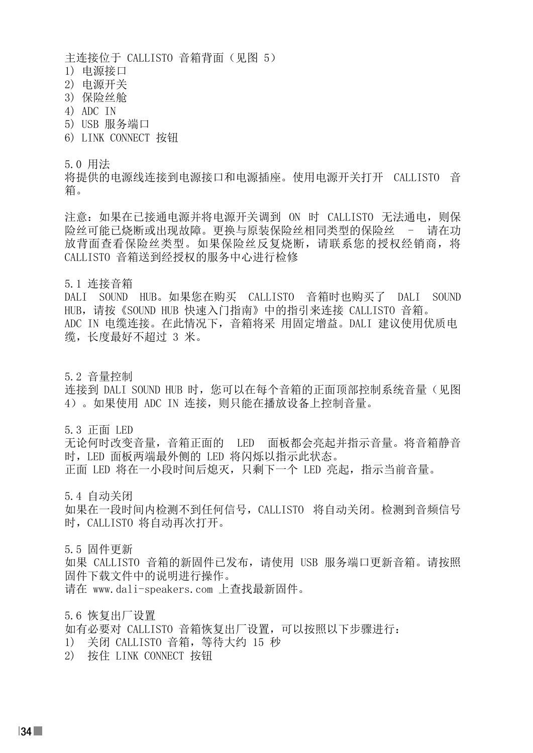主连接位于 CALLISTO 音箱背面（见图 5）

1) 电源接口
2) 电源开关
3) 保险丝舱
4) ADC IN
5) USB 服务端口
6) LINK CONNECT 按钮

## 5.0 用法

将提供的电源线连接到电源接口和电源插座。使用电源开关打开 CALLISTO 音箱。

注意：如果在已接通电源并将电源开关调到 ON 时 CALLISTO 无法通电，则保险丝可能已烧断或出现故障。更换与原装保险丝相同类型的保险丝 – 请在功放背面查看保险丝类型。如果保险丝反复烧断，请联系您的授权经销商，将 CALLISTO 音箱送到经授权的服务中心进行检修

## 5.1 连接音箱

DALI SOUND HUB。如果您在购买 CALLISTO 音箱时也购买了 DALI SOUND HUB，请按《SOUND HUB 快速入门指南》中的指引来连接 CALLISTO 音箱。
ADC IN 电缆连接。在此情况下，音箱将采 用固定增益。DALI 建议使用优质电缆，长度最好不超过 3 米。

## 5.2 音量控制

连接到 DALI SOUND HUB 时，您可以在每个音箱的正面顶部控制系统音量（见图 4）。如果使用 ADC IN 连接，则只能在播放设备上控制音量。

## 5.3 正面 LED

无论何时改变音量，音箱正面的 LED 面板都会亮起并指示音量。将音箱静音时，LED 面板两端最外侧的 LED 将闪烁以指示此状态。
正面 LED 将在一小段时间后熄灭，只剩下一个 LED 亮起，指示当前音量。

## 5.4 自动关闭

如果在一段时间内检测不到任何信号，CALLISTO 将自动关闭。检测到音频信号时，CALLISTO 将自动再次打开。

## 5.5 固件更新

如果 CALLISTO 音箱的新固件已发布，请使用 USB 服务端口更新音箱。请按照固件下载文件中的说明进行操作。
请在 www.dali-speakers.com 上查找最新固件。

## 5.6 恢复出厂设置

如有必要对 CALLISTO 音箱恢复出厂设置，可以按照以下步骤进行：

1) 关闭 CALLISTO 音箱，等待大约 15 秒
2) 按住 LINK CONNECT 按钮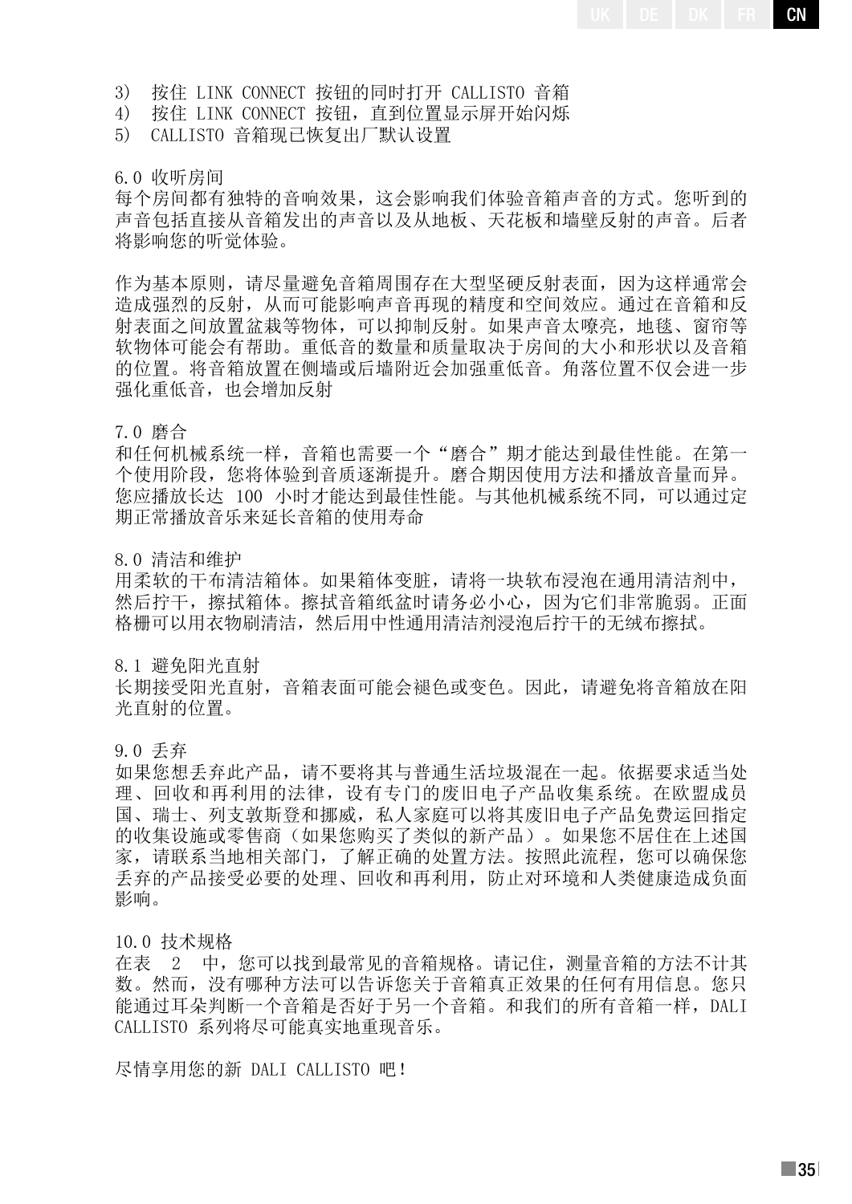3) 按住 LINK CONNECT 按钮的同时打开 CALLISTO 音箱
4) 按住 LINK CONNECT 按钮，直到位置显示屏开始闪烁
5) CALLISTO 音箱现已恢复出厂默认设置

## 6.0 收听房间

每个房间都有独特的音响效果，这会影响我们体验音箱声音的方式。您听到的声音包括直接从音箱发出的声音以及从地板、天花板和墙壁反射的声音。后者将影响您的听觉体验。

作为基本原则，请尽量避免音箱周围存在大型坚硬反射表面，因为这样通常会造成强烈的反射，从而可能影响声音再现的精度和空间效应。通过在音箱和反射表面之间放置盆栽等物体，可以抑制反射。如果声音太嘹亮，地毯、窗帘等软物体可能会有帮助。重低音的数量和质量取决于房间的大小和形状以及音箱的位置。将音箱放置在侧墙或后墙附近会加强重低音。角落位置不仅会进一步强化重低音，也会增加反射

## 7.0 磨合

和任何机械系统一样，音箱也需要一个“磨合”期才能达到最佳性能。在第一个使用阶段，您将体验到音质逐渐提升。磨合期因使用方法和播放音量而异。您应播放长达 100 小时才能达到最佳性能。与其他机械系统不同，可以通过定期正常播放音乐来延长音箱的使用寿命

## 8.0 清洁和维护

用柔软的干布清洁箱体。如果箱体变脏，请将一块软布浸泡在通用清洁剂中，然后拧干，擦拭箱体。擦拭音箱纸盆时请务必小心，因为它们非常脆弱。正面格栅可以用衣物刷清洁，然后用中性通用清洁剂浸泡后拧干的无绒布擦拭。

## 8.1 避免阳光直射

长期接受阳光直射，音箱表面可能会褪色或变色。因此，请避免将音箱放在阳光直射的位置。

## 9.0 丢弃

如果您想丢弃此产品，请不要将其与普通生活垃圾混在一起。依据要求适当处理、回收和再利用的法律，设有专门的废旧电子产品收集系统。在欧盟成员国、瑞士、列支敦斯登和挪威，私人家庭可以将其废旧电子产品免费运回指定的收集设施或零售商（如果您购买了类似的新产品）。如果您不居住在上述国家，请联系当地相关部门，了解正确的处置方法。按照此流程，您可以确保您丢弃的产品接受必要的处理、回收和再利用，防止对环境和人类健康造成负面影响。

## 10.0 技术规格

在表 2 中，您可以找到最常见的音箱规格。请记住，测量音箱的方法不计其数。然而，没有哪种方法可以告诉您关于音箱真正效果的任何有用信息。您只能通过耳朵判断一个音箱是否好于另一个音箱。和我们的所有音箱一样，DALI CALLISTO 系列将尽可能真实地重现音乐。

尽情享用您的新 DALI CALLISTO 吧！